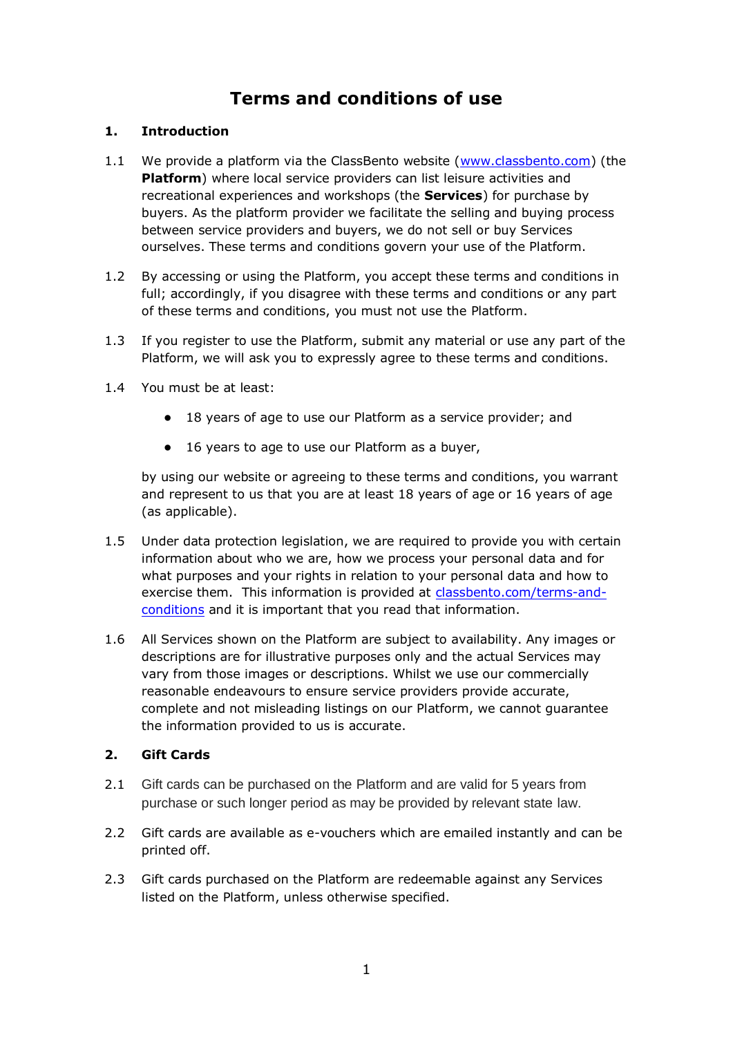# Terms and conditions of use

## 1. Introduction

1.1 We provide a platform via the ClassBento website ([www.classbento.com](http://www.classbento.com)) (the **Platform**) where local service providers can list leisure activities and recreational experiences and workshops (the **Services**) for purchase by buyers. As the platform provider we facilitate the selling and buying process between service providers and buyers, we do not sell or buy Services ourselves. These terms and conditions govern your use of the Platform.

1.2 By accessing or using the Platform, you accept these terms and conditions in full; accordingly, if you disagree with these terms and conditions or any part of these terms and conditions, you must not use the Platform.

1.3 If you register to use the Platform, submit any material or use any part of the Platform, we will ask you to expressly agree to these terms and conditions.

1.4 You must be at least:

- 18 years of age to use our Platform as a service provider; and
- 16 years to age to use our Platform as a buyer,

by using our website or agreeing to these terms and conditions, you warrant and represent to us that you are at least 18 years of age or 16 years of age (as applicable).

1.5 Under data protection legislation, we are required to provide you with certain information about who we are, how we process your personal data and for what purposes and your rights in relation to your personal data and how to exercise them. This information is provided at [classbento.com/terms-and-conditions](http://classbento.com/terms-and-conditions) and it is important that you read that information.

1.6 All Services shown on the Platform are subject to availability. Any images or descriptions are for illustrative purposes only and the actual Services may vary from those images or descriptions. Whilst we use our commercially reasonable endeavours to ensure service providers provide accurate, complete and not misleading listings on our Platform, we cannot guarantee the information provided to us is accurate.

## 2. Gift Cards

2.1 Gift cards can be purchased on the Platform and are valid for 5 years from purchase or such longer period as may be provided by relevant state law.

2.2 Gift cards are available as e-vouchers which are emailed instantly and can be printed off.

2.3 Gift cards purchased on the Platform are redeemable against any Services listed on the Platform, unless otherwise specified.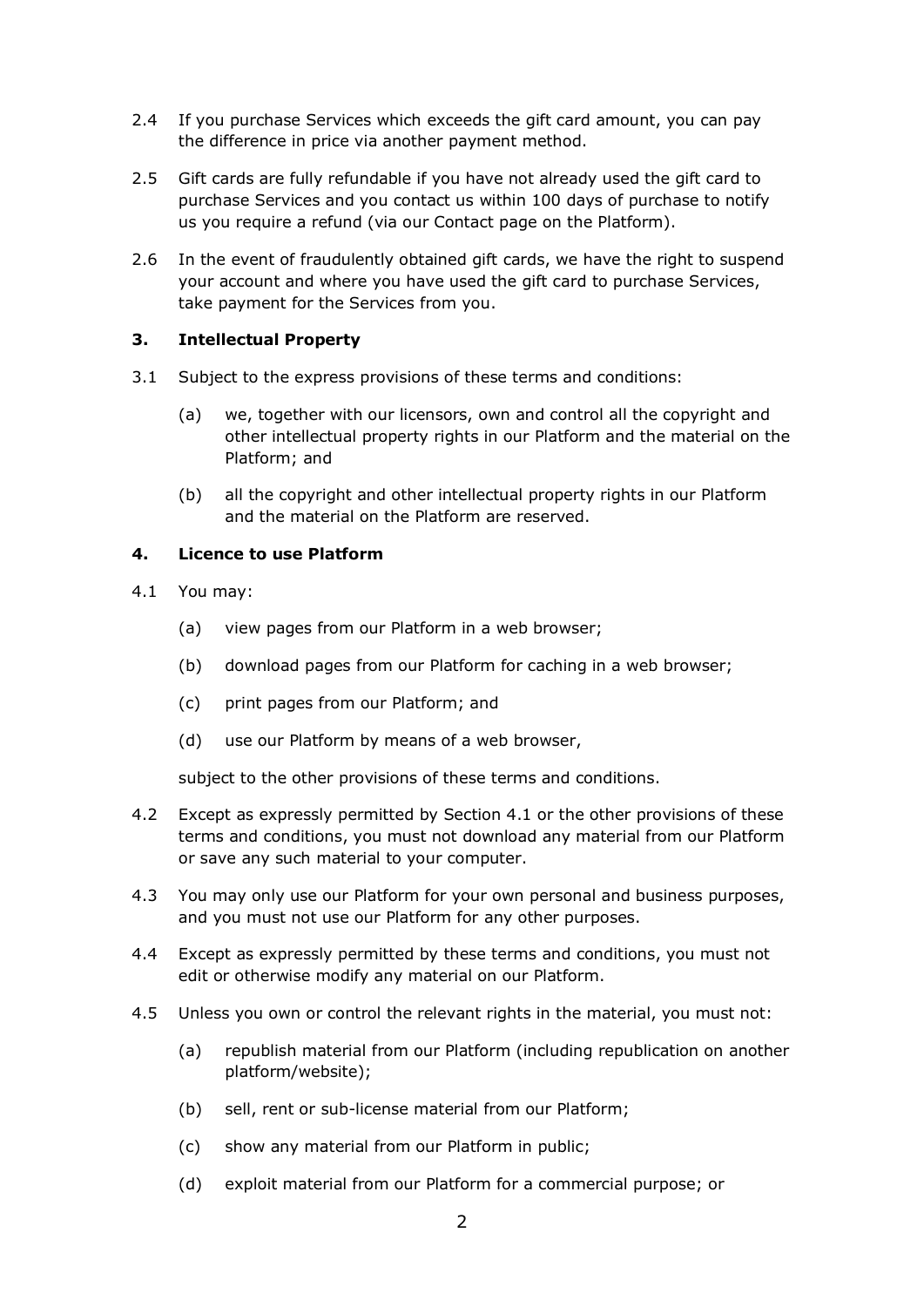2.4 If you purchase Services which exceeds the gift card amount, you can pay the difference in price via another payment method.

2.5 Gift cards are fully refundable if you have not already used the gift card to purchase Services and you contact us within 100 days of purchase to notify us you require a refund (via our Contact page on the Platform).

2.6 In the event of fraudulently obtained gift cards, we have the right to suspend your account and where you have used the gift card to purchase Services, take payment for the Services from you.

### 3. Intellectual Property

3.1 Subject to the express provisions of these terms and conditions:

(a) we, together with our licensors, own and control all the copyright and other intellectual property rights in our Platform and the material on the Platform; and

(b) all the copyright and other intellectual property rights in our Platform and the material on the Platform are reserved.

### 4. Licence to use Platform

4.1 You may:

(a) view pages from our Platform in a web browser;

(b) download pages from our Platform for caching in a web browser;

(c) print pages from our Platform; and

(d) use our Platform by means of a web browser,

subject to the other provisions of these terms and conditions.

4.2 Except as expressly permitted by Section 4.1 or the other provisions of these terms and conditions, you must not download any material from our Platform or save any such material to your computer.

4.3 You may only use our Platform for your own personal and business purposes, and you must not use our Platform for any other purposes.

4.4 Except as expressly permitted by these terms and conditions, you must not edit or otherwise modify any material on our Platform.

4.5 Unless you own or control the relevant rights in the material, you must not:

(a) republish material from our Platform (including republication on another platform/website);

(b) sell, rent or sub-license material from our Platform;

(c) show any material from our Platform in public;

(d) exploit material from our Platform for a commercial purpose; or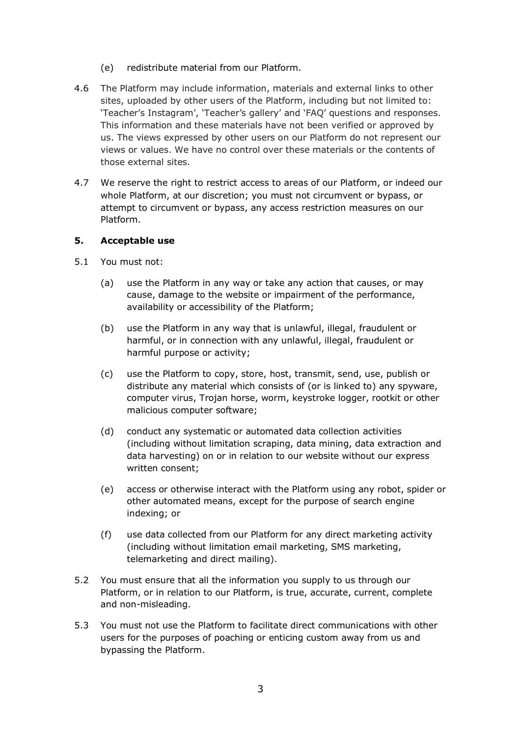(e) redistribute material from our Platform.

4.6 The Platform may include information, materials and external links to other sites, uploaded by other users of the Platform, including but not limited to: 'Teacher's Instagram', 'Teacher's gallery' and 'FAQ' questions and responses. This information and these materials have not been verified or approved by us. The views expressed by other users on our Platform do not represent our views or values. We have no control over these materials or the contents of those external sites.

4.7 We reserve the right to restrict access to areas of our Platform, or indeed our whole Platform, at our discretion; you must not circumvent or bypass, or attempt to circumvent or bypass, any access restriction measures on our Platform.

## 5. Acceptable use

5.1 You must not:

(a) use the Platform in any way or take any action that causes, or may cause, damage to the website or impairment of the performance, availability or accessibility of the Platform;

(b) use the Platform in any way that is unlawful, illegal, fraudulent or harmful, or in connection with any unlawful, illegal, fraudulent or harmful purpose or activity;

(c) use the Platform to copy, store, host, transmit, send, use, publish or distribute any material which consists of (or is linked to) any spyware, computer virus, Trojan horse, worm, keystroke logger, rootkit or other malicious computer software;

(d) conduct any systematic or automated data collection activities (including without limitation scraping, data mining, data extraction and data harvesting) on or in relation to our website without our express written consent;

(e) access or otherwise interact with the Platform using any robot, spider or other automated means, except for the purpose of search engine indexing; or

(f) use data collected from our Platform for any direct marketing activity (including without limitation email marketing, SMS marketing, telemarketing and direct mailing).

5.2 You must ensure that all the information you supply to us through our Platform, or in relation to our Platform, is true, accurate, current, complete and non-misleading.

5.3 You must not use the Platform to facilitate direct communications with other users for the purposes of poaching or enticing custom away from us and bypassing the Platform.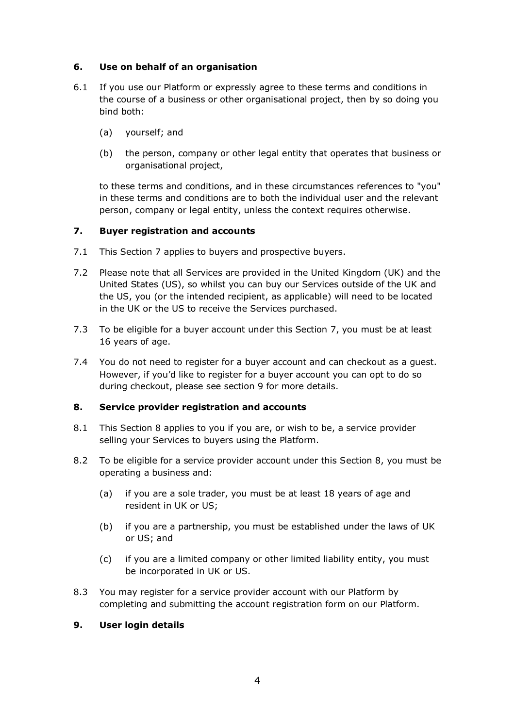## 6. Use on behalf of an organisation

6.1 If you use our Platform or expressly agree to these terms and conditions in the course of a business or other organisational project, then by so doing you bind both:

(a) yourself; and

(b) the person, company or other legal entity that operates that business or organisational project,

to these terms and conditions, and in these circumstances references to "you" in these terms and conditions are to both the individual user and the relevant person, company or legal entity, unless the context requires otherwise.

## 7. Buyer registration and accounts

7.1 This Section 7 applies to buyers and prospective buyers.

7.2 Please note that all Services are provided in the United Kingdom (UK) and the United States (US), so whilst you can buy our Services outside of the UK and the US, you (or the intended recipient, as applicable) will need to be located in the UK or the US to receive the Services purchased.

7.3 To be eligible for a buyer account under this Section 7, you must be at least 16 years of age.

7.4 You do not need to register for a buyer account and can checkout as a guest. However, if you'd like to register for a buyer account you can opt to do so during checkout, please see section 9 for more details.

## 8. Service provider registration and accounts

8.1 This Section 8 applies to you if you are, or wish to be, a service provider selling your Services to buyers using the Platform.

8.2 To be eligible for a service provider account under this Section 8, you must be operating a business and:

(a) if you are a sole trader, you must be at least 18 years of age and resident in UK or US;

(b) if you are a partnership, you must be established under the laws of UK or US; and

(c) if you are a limited company or other limited liability entity, you must be incorporated in UK or US.

8.3 You may register for a service provider account with our Platform by completing and submitting the account registration form on our Platform.

## 9. User login details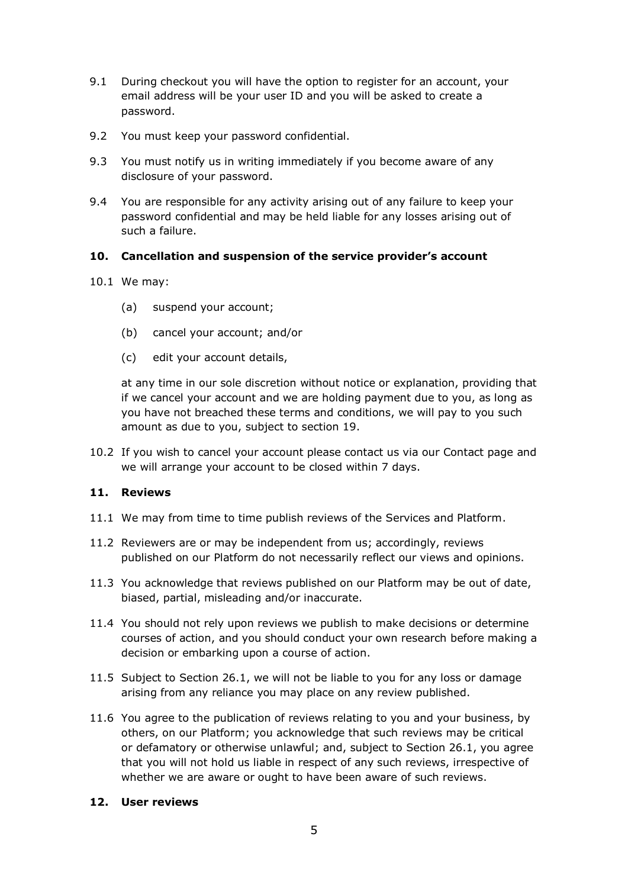9.1 During checkout you will have the option to register for an account, your email address will be your user ID and you will be asked to create a password.

9.2 You must keep your password confidential.

9.3 You must notify us in writing immediately if you become aware of any disclosure of your password.

9.4 You are responsible for any activity arising out of any failure to keep your password confidential and may be held liable for any losses arising out of such a failure.

## 10. Cancellation and suspension of the service provider's account

10.1 We may:

(a) suspend your account;

(b) cancel your account; and/or

(c) edit your account details,

at any time in our sole discretion without notice or explanation, providing that if we cancel your account and we are holding payment due to you, as long as you have not breached these terms and conditions, we will pay to you such amount as due to you, subject to section 19.

10.2 If you wish to cancel your account please contact us via our Contact page and we will arrange your account to be closed within 7 days.

## 11. Reviews

11.1 We may from time to time publish reviews of the Services and Platform.

11.2 Reviewers are or may be independent from us; accordingly, reviews published on our Platform do not necessarily reflect our views and opinions.

11.3 You acknowledge that reviews published on our Platform may be out of date, biased, partial, misleading and/or inaccurate.

11.4 You should not rely upon reviews we publish to make decisions or determine courses of action, and you should conduct your own research before making a decision or embarking upon a course of action.

11.5 Subject to Section 26.1, we will not be liable to you for any loss or damage arising from any reliance you may place on any review published.

11.6 You agree to the publication of reviews relating to you and your business, by others, on our Platform; you acknowledge that such reviews may be critical or defamatory or otherwise unlawful; and, subject to Section 26.1, you agree that you will not hold us liable in respect of any such reviews, irrespective of whether we are aware or ought to have been aware of such reviews.

## 12. User reviews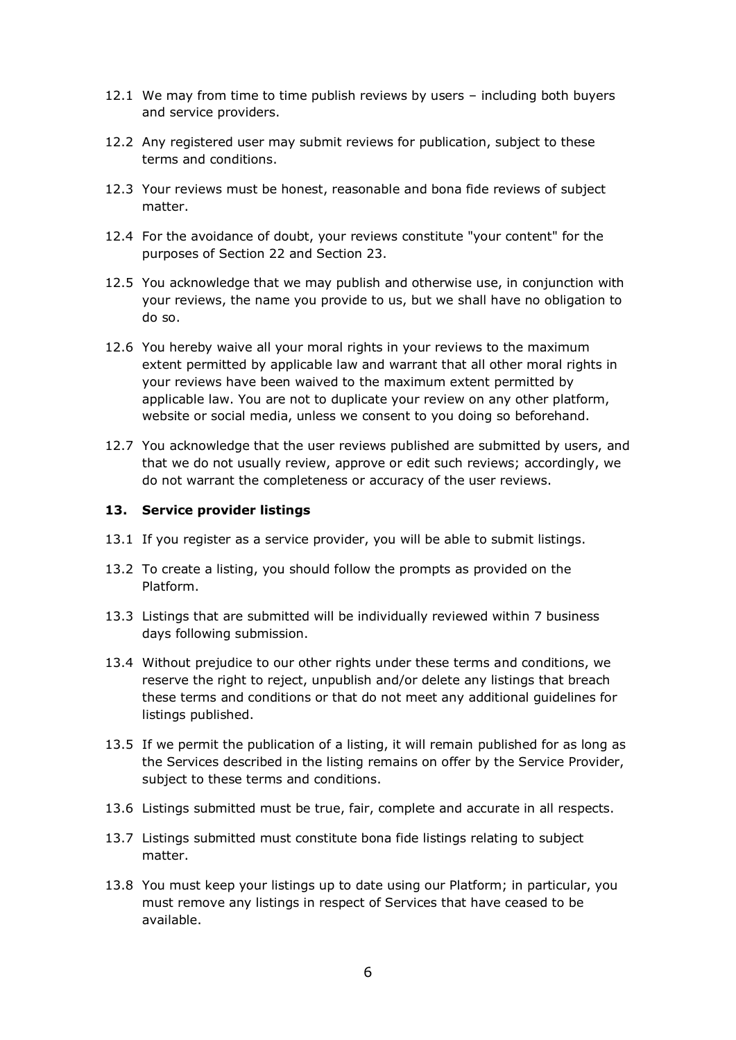12.1 We may from time to time publish reviews by users – including both buyers and service providers.

12.2 Any registered user may submit reviews for publication, subject to these terms and conditions.

12.3 Your reviews must be honest, reasonable and bona fide reviews of subject matter.

12.4 For the avoidance of doubt, your reviews constitute "your content" for the purposes of Section 22 and Section 23.

12.5 You acknowledge that we may publish and otherwise use, in conjunction with your reviews, the name you provide to us, but we shall have no obligation to do so.

12.6 You hereby waive all your moral rights in your reviews to the maximum extent permitted by applicable law and warrant that all other moral rights in your reviews have been waived to the maximum extent permitted by applicable law. You are not to duplicate your review on any other platform, website or social media, unless we consent to you doing so beforehand.

12.7 You acknowledge that the user reviews published are submitted by users, and that we do not usually review, approve or edit such reviews; accordingly, we do not warrant the completeness or accuracy of the user reviews.

## 13. Service provider listings

13.1 If you register as a service provider, you will be able to submit listings.

13.2 To create a listing, you should follow the prompts as provided on the Platform.

13.3 Listings that are submitted will be individually reviewed within 7 business days following submission.

13.4 Without prejudice to our other rights under these terms and conditions, we reserve the right to reject, unpublish and/or delete any listings that breach these terms and conditions or that do not meet any additional guidelines for listings published.

13.5 If we permit the publication of a listing, it will remain published for as long as the Services described in the listing remains on offer by the Service Provider, subject to these terms and conditions.

13.6 Listings submitted must be true, fair, complete and accurate in all respects.

13.7 Listings submitted must constitute bona fide listings relating to subject matter.

13.8 You must keep your listings up to date using our Platform; in particular, you must remove any listings in respect of Services that have ceased to be available.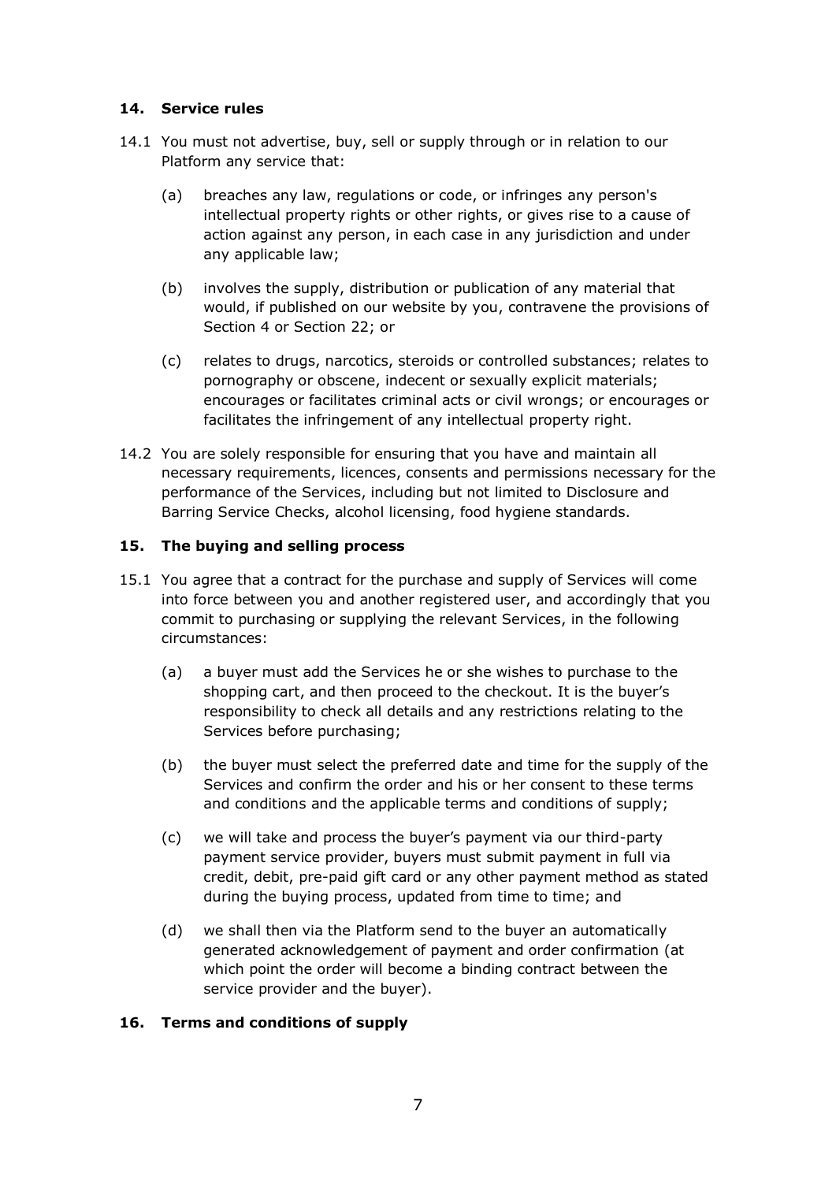## 14. Service rules

14.1 You must not advertise, buy, sell or supply through or in relation to our Platform any service that:

(a) breaches any law, regulations or code, or infringes any person's intellectual property rights or other rights, or gives rise to a cause of action against any person, in each case in any jurisdiction and under any applicable law;

(b) involves the supply, distribution or publication of any material that would, if published on our website by you, contravene the provisions of Section 4 or Section 22; or

(c) relates to drugs, narcotics, steroids or controlled substances; relates to pornography or obscene, indecent or sexually explicit materials; encourages or facilitates criminal acts or civil wrongs; or encourages or facilitates the infringement of any intellectual property right.

14.2 You are solely responsible for ensuring that you have and maintain all necessary requirements, licences, consents and permissions necessary for the performance of the Services, including but not limited to Disclosure and Barring Service Checks, alcohol licensing, food hygiene standards.

## 15. The buying and selling process

15.1 You agree that a contract for the purchase and supply of Services will come into force between you and another registered user, and accordingly that you commit to purchasing or supplying the relevant Services, in the following circumstances:

(a) a buyer must add the Services he or she wishes to purchase to the shopping cart, and then proceed to the checkout. It is the buyer's responsibility to check all details and any restrictions relating to the Services before purchasing;

(b) the buyer must select the preferred date and time for the supply of the Services and confirm the order and his or her consent to these terms and conditions and the applicable terms and conditions of supply;

(c) we will take and process the buyer's payment via our third-party payment service provider, buyers must submit payment in full via credit, debit, pre-paid gift card or any other payment method as stated during the buying process, updated from time to time; and

(d) we shall then via the Platform send to the buyer an automatically generated acknowledgement of payment and order confirmation (at which point the order will become a binding contract between the service provider and the buyer).

## 16. Terms and conditions of supply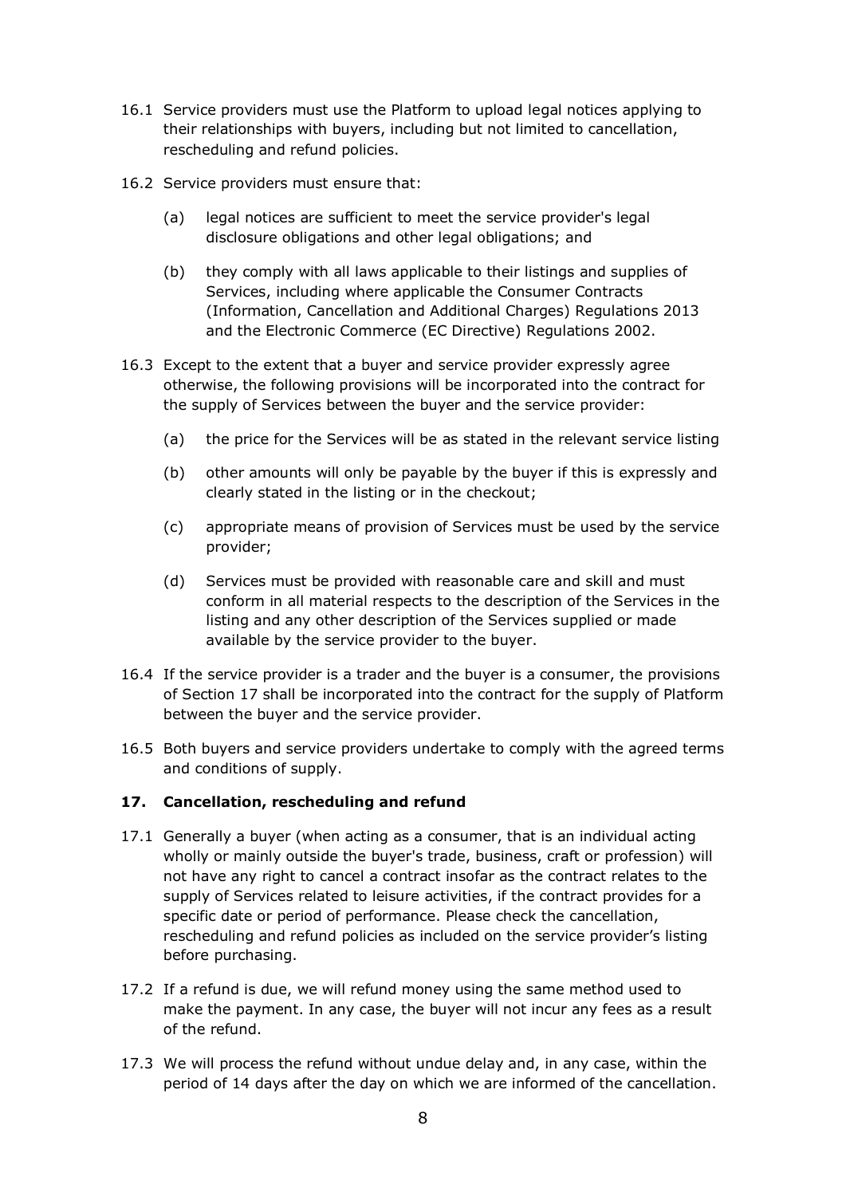16.1 Service providers must use the Platform to upload legal notices applying to their relationships with buyers, including but not limited to cancellation, rescheduling and refund policies.

16.2 Service providers must ensure that:

(a) legal notices are sufficient to meet the service provider's legal disclosure obligations and other legal obligations; and

(b) they comply with all laws applicable to their listings and supplies of Services, including where applicable the Consumer Contracts (Information, Cancellation and Additional Charges) Regulations 2013 and the Electronic Commerce (EC Directive) Regulations 2002.

16.3 Except to the extent that a buyer and service provider expressly agree otherwise, the following provisions will be incorporated into the contract for the supply of Services between the buyer and the service provider:

(a) the price for the Services will be as stated in the relevant service listing

(b) other amounts will only be payable by the buyer if this is expressly and clearly stated in the listing or in the checkout;

(c) appropriate means of provision of Services must be used by the service provider;

(d) Services must be provided with reasonable care and skill and must conform in all material respects to the description of the Services in the listing and any other description of the Services supplied or made available by the service provider to the buyer.

16.4 If the service provider is a trader and the buyer is a consumer, the provisions of Section 17 shall be incorporated into the contract for the supply of Platform between the buyer and the service provider.

16.5 Both buyers and service providers undertake to comply with the agreed terms and conditions of supply.

## 17. Cancellation, rescheduling and refund

17.1 Generally a buyer (when acting as a consumer, that is an individual acting wholly or mainly outside the buyer's trade, business, craft or profession) will not have any right to cancel a contract insofar as the contract relates to the supply of Services related to leisure activities, if the contract provides for a specific date or period of performance. Please check the cancellation, rescheduling and refund policies as included on the service provider's listing before purchasing.

17.2 If a refund is due, we will refund money using the same method used to make the payment. In any case, the buyer will not incur any fees as a result of the refund.

17.3 We will process the refund without undue delay and, in any case, within the period of 14 days after the day on which we are informed of the cancellation.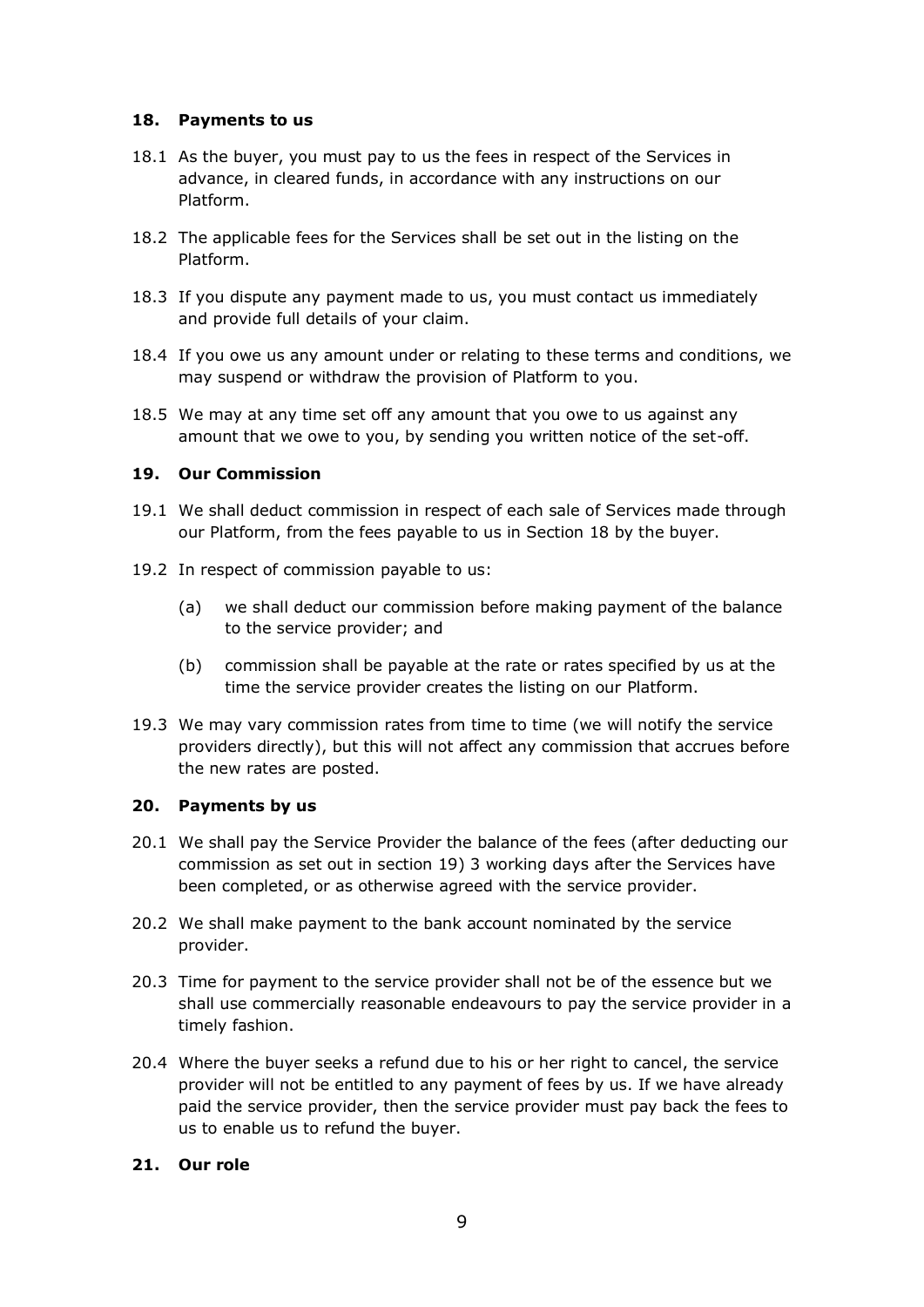## 18. Payments to us

18.1 As the buyer, you must pay to us the fees in respect of the Services in advance, in cleared funds, in accordance with any instructions on our Platform.

18.2 The applicable fees for the Services shall be set out in the listing on the Platform.

18.3 If you dispute any payment made to us, you must contact us immediately and provide full details of your claim.

18.4 If you owe us any amount under or relating to these terms and conditions, we may suspend or withdraw the provision of Platform to you.

18.5 We may at any time set off any amount that you owe to us against any amount that we owe to you, by sending you written notice of the set-off.

## 19. Our Commission

19.1 We shall deduct commission in respect of each sale of Services made through our Platform, from the fees payable to us in Section 18 by the buyer.

19.2 In respect of commission payable to us:

(a) we shall deduct our commission before making payment of the balance to the service provider; and

(b) commission shall be payable at the rate or rates specified by us at the time the service provider creates the listing on our Platform.

19.3 We may vary commission rates from time to time (we will notify the service providers directly), but this will not affect any commission that accrues before the new rates are posted.

## 20. Payments by us

20.1 We shall pay the Service Provider the balance of the fees (after deducting our commission as set out in section 19) 3 working days after the Services have been completed, or as otherwise agreed with the service provider.

20.2 We shall make payment to the bank account nominated by the service provider.

20.3 Time for payment to the service provider shall not be of the essence but we shall use commercially reasonable endeavours to pay the service provider in a timely fashion.

20.4 Where the buyer seeks a refund due to his or her right to cancel, the service provider will not be entitled to any payment of fees by us. If we have already paid the service provider, then the service provider must pay back the fees to us to enable us to refund the buyer.

## 21. Our role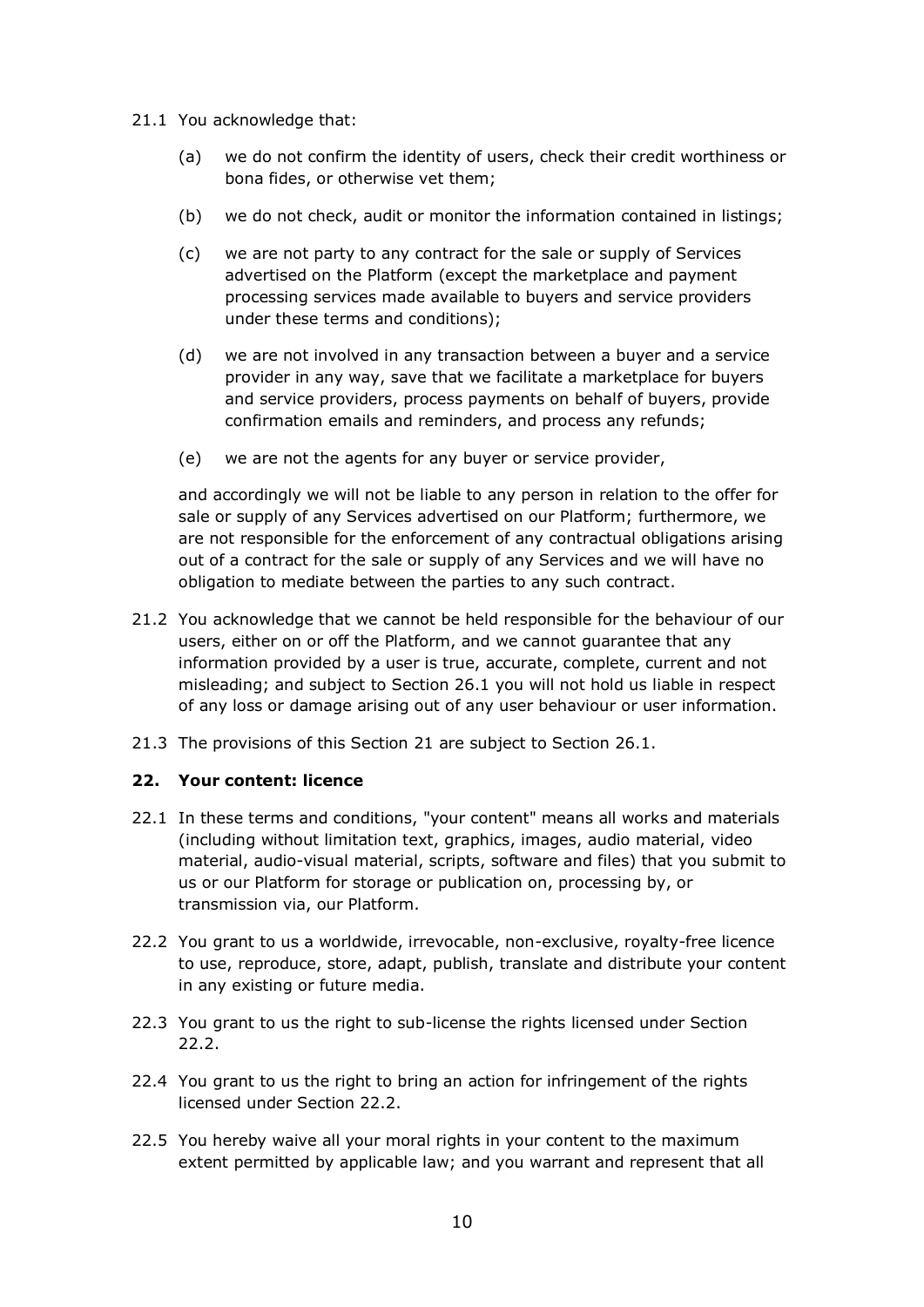21.1 You acknowledge that:

(a) we do not confirm the identity of users, check their credit worthiness or bona fides, or otherwise vet them;

(b) we do not check, audit or monitor the information contained in listings;

(c) we are not party to any contract for the sale or supply of Services advertised on the Platform (except the marketplace and payment processing services made available to buyers and service providers under these terms and conditions);

(d) we are not involved in any transaction between a buyer and a service provider in any way, save that we facilitate a marketplace for buyers and service providers, process payments on behalf of buyers, provide confirmation emails and reminders, and process any refunds;

(e) we are not the agents for any buyer or service provider,

and accordingly we will not be liable to any person in relation to the offer for sale or supply of any Services advertised on our Platform; furthermore, we are not responsible for the enforcement of any contractual obligations arising out of a contract for the sale or supply of any Services and we will have no obligation to mediate between the parties to any such contract.

21.2 You acknowledge that we cannot be held responsible for the behaviour of our users, either on or off the Platform, and we cannot guarantee that any information provided by a user is true, accurate, complete, current and not misleading; and subject to Section 26.1 you will not hold us liable in respect of any loss or damage arising out of any user behaviour or user information.

21.3 The provisions of this Section 21 are subject to Section 26.1.

## 22. Your content: licence

22.1 In these terms and conditions, "your content" means all works and materials (including without limitation text, graphics, images, audio material, video material, audio-visual material, scripts, software and files) that you submit to us or our Platform for storage or publication on, processing by, or transmission via, our Platform.

22.2 You grant to us a worldwide, irrevocable, non-exclusive, royalty-free licence to use, reproduce, store, adapt, publish, translate and distribute your content in any existing or future media.

22.3 You grant to us the right to sub-license the rights licensed under Section 22.2.

22.4 You grant to us the right to bring an action for infringement of the rights licensed under Section 22.2.

22.5 You hereby waive all your moral rights in your content to the maximum extent permitted by applicable law; and you warrant and represent that all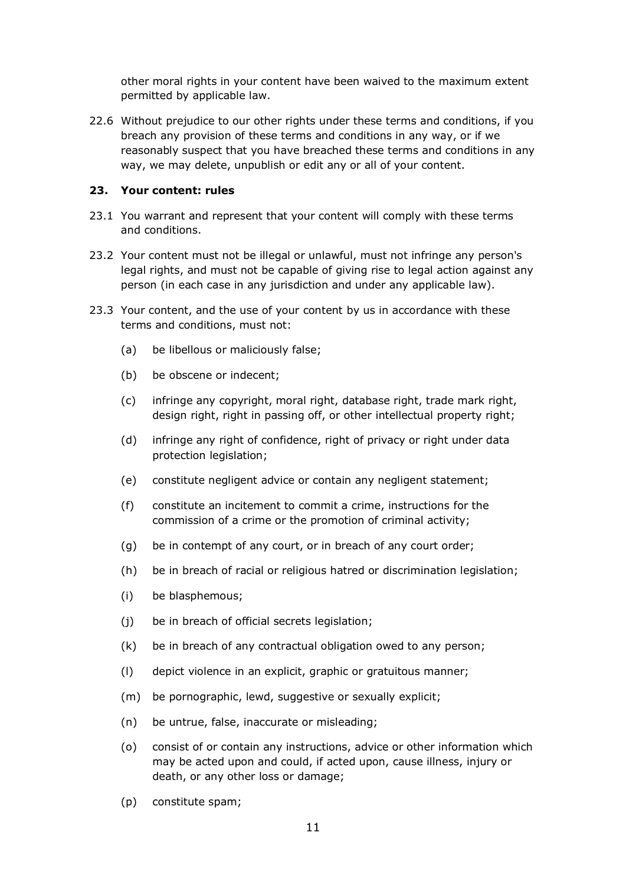other moral rights in your content have been waived to the maximum extent permitted by applicable law.

22.6 Without prejudice to our other rights under these terms and conditions, if you breach any provision of these terms and conditions in any way, or if we reasonably suspect that you have breached these terms and conditions in any way, we may delete, unpublish or edit any or all of your content.

## 23. Your content: rules

23.1 You warrant and represent that your content will comply with these terms and conditions.

23.2 Your content must not be illegal or unlawful, must not infringe any person's legal rights, and must not be capable of giving rise to legal action against any person (in each case in any jurisdiction and under any applicable law).

23.3 Your content, and the use of your content by us in accordance with these terms and conditions, must not:

(a) be libellous or maliciously false;

(b) be obscene or indecent;

(c) infringe any copyright, moral right, database right, trade mark right, design right, right in passing off, or other intellectual property right;

(d) infringe any right of confidence, right of privacy or right under data protection legislation;

(e) constitute negligent advice or contain any negligent statement;

(f) constitute an incitement to commit a crime, instructions for the commission of a crime or the promotion of criminal activity;

(g) be in contempt of any court, or in breach of any court order;

(h) be in breach of racial or religious hatred or discrimination legislation;

(i) be blasphemous;

(j) be in breach of official secrets legislation;

(k) be in breach of any contractual obligation owed to any person;

(l) depict violence in an explicit, graphic or gratuitous manner;

(m) be pornographic, lewd, suggestive or sexually explicit;

(n) be untrue, false, inaccurate or misleading;

(o) consist of or contain any instructions, advice or other information which may be acted upon and could, if acted upon, cause illness, injury or death, or any other loss or damage;

(p) constitute spam;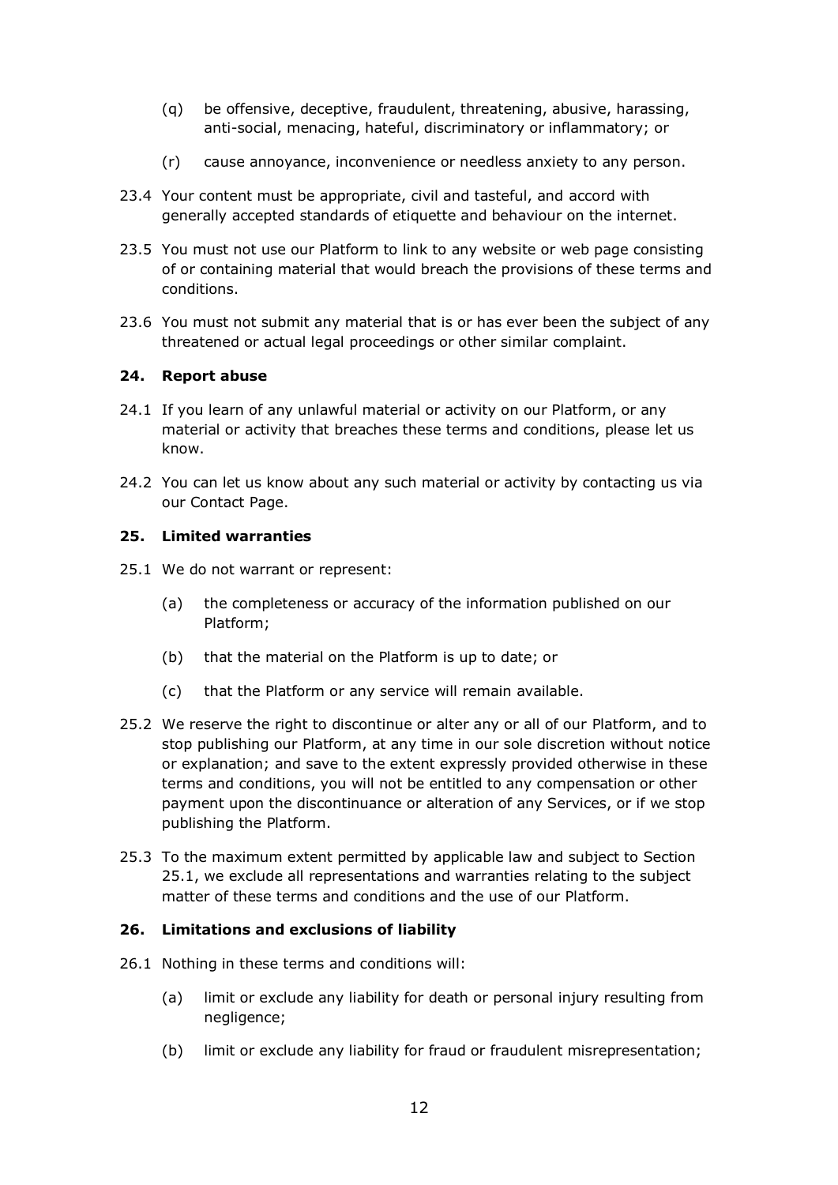(q) be offensive, deceptive, fraudulent, threatening, abusive, harassing, anti-social, menacing, hateful, discriminatory or inflammatory; or

(r) cause annoyance, inconvenience or needless anxiety to any person.

23.4 Your content must be appropriate, civil and tasteful, and accord with generally accepted standards of etiquette and behaviour on the internet.

23.5 You must not use our Platform to link to any website or web page consisting of or containing material that would breach the provisions of these terms and conditions.

23.6 You must not submit any material that is or has ever been the subject of any threatened or actual legal proceedings or other similar complaint.

## 24. Report abuse

24.1 If you learn of any unlawful material or activity on our Platform, or any material or activity that breaches these terms and conditions, please let us know.

24.2 You can let us know about any such material or activity by contacting us via our Contact Page.

## 25. Limited warranties

25.1 We do not warrant or represent:

(a) the completeness or accuracy of the information published on our Platform;

(b) that the material on the Platform is up to date; or

(c) that the Platform or any service will remain available.

25.2 We reserve the right to discontinue or alter any or all of our Platform, and to stop publishing our Platform, at any time in our sole discretion without notice or explanation; and save to the extent expressly provided otherwise in these terms and conditions, you will not be entitled to any compensation or other payment upon the discontinuance or alteration of any Services, or if we stop publishing the Platform.

25.3 To the maximum extent permitted by applicable law and subject to Section 25.1, we exclude all representations and warranties relating to the subject matter of these terms and conditions and the use of our Platform.

## 26. Limitations and exclusions of liability

26.1 Nothing in these terms and conditions will:

(a) limit or exclude any liability for death or personal injury resulting from negligence;

(b) limit or exclude any liability for fraud or fraudulent misrepresentation;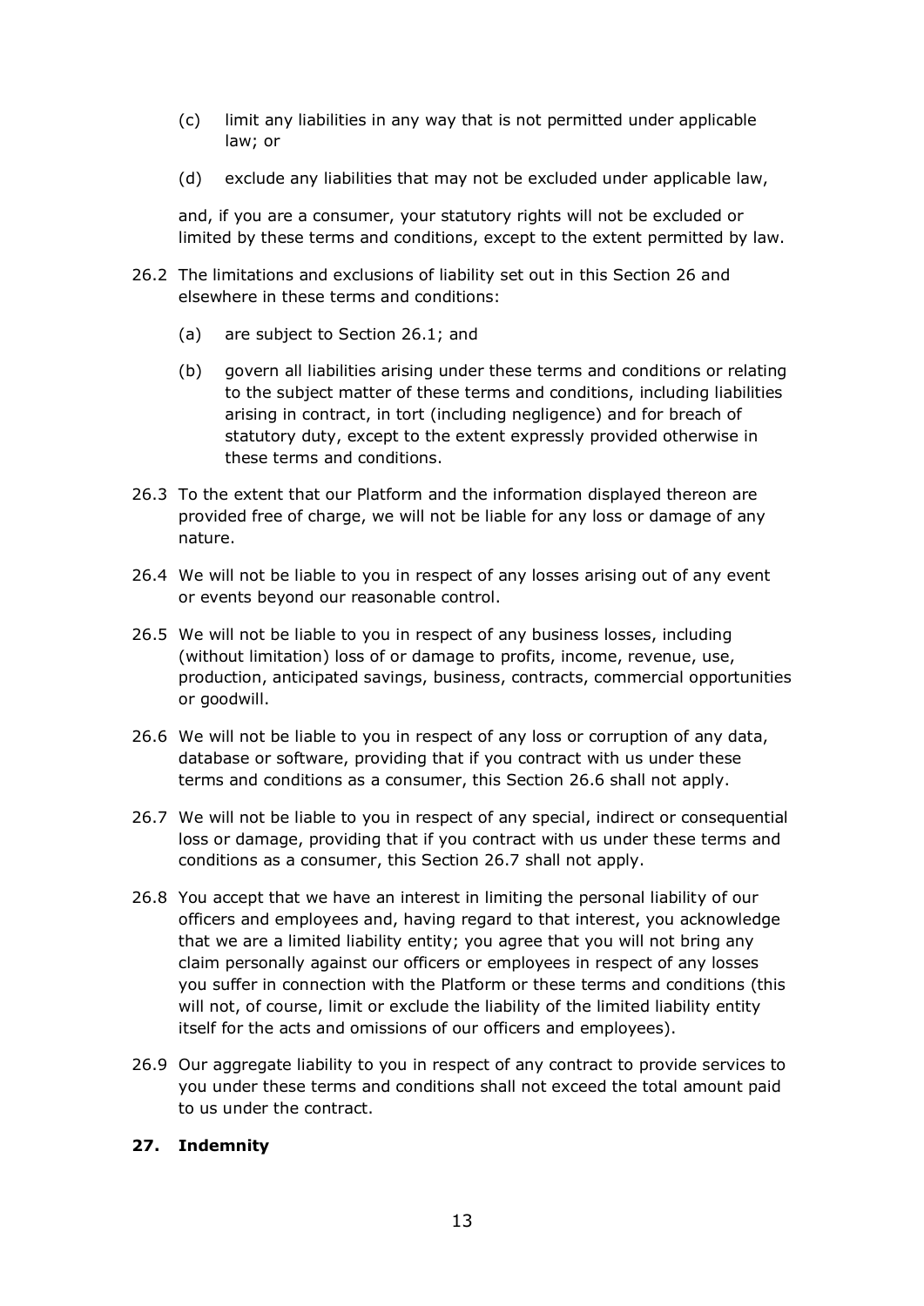(c) limit any liabilities in any way that is not permitted under applicable law; or

(d) exclude any liabilities that may not be excluded under applicable law,

and, if you are a consumer, your statutory rights will not be excluded or limited by these terms and conditions, except to the extent permitted by law.

26.2 The limitations and exclusions of liability set out in this Section 26 and elsewhere in these terms and conditions:

(a) are subject to Section 26.1; and

(b) govern all liabilities arising under these terms and conditions or relating to the subject matter of these terms and conditions, including liabilities arising in contract, in tort (including negligence) and for breach of statutory duty, except to the extent expressly provided otherwise in these terms and conditions.

26.3 To the extent that our Platform and the information displayed thereon are provided free of charge, we will not be liable for any loss or damage of any nature.

26.4 We will not be liable to you in respect of any losses arising out of any event or events beyond our reasonable control.

26.5 We will not be liable to you in respect of any business losses, including (without limitation) loss of or damage to profits, income, revenue, use, production, anticipated savings, business, contracts, commercial opportunities or goodwill.

26.6 We will not be liable to you in respect of any loss or corruption of any data, database or software, providing that if you contract with us under these terms and conditions as a consumer, this Section 26.6 shall not apply.

26.7 We will not be liable to you in respect of any special, indirect or consequential loss or damage, providing that if you contract with us under these terms and conditions as a consumer, this Section 26.7 shall not apply.

26.8 You accept that we have an interest in limiting the personal liability of our officers and employees and, having regard to that interest, you acknowledge that we are a limited liability entity; you agree that you will not bring any claim personally against our officers or employees in respect of any losses you suffer in connection with the Platform or these terms and conditions (this will not, of course, limit or exclude the liability of the limited liability entity itself for the acts and omissions of our officers and employees).

26.9 Our aggregate liability to you in respect of any contract to provide services to you under these terms and conditions shall not exceed the total amount paid to us under the contract.

## 27. Indemnity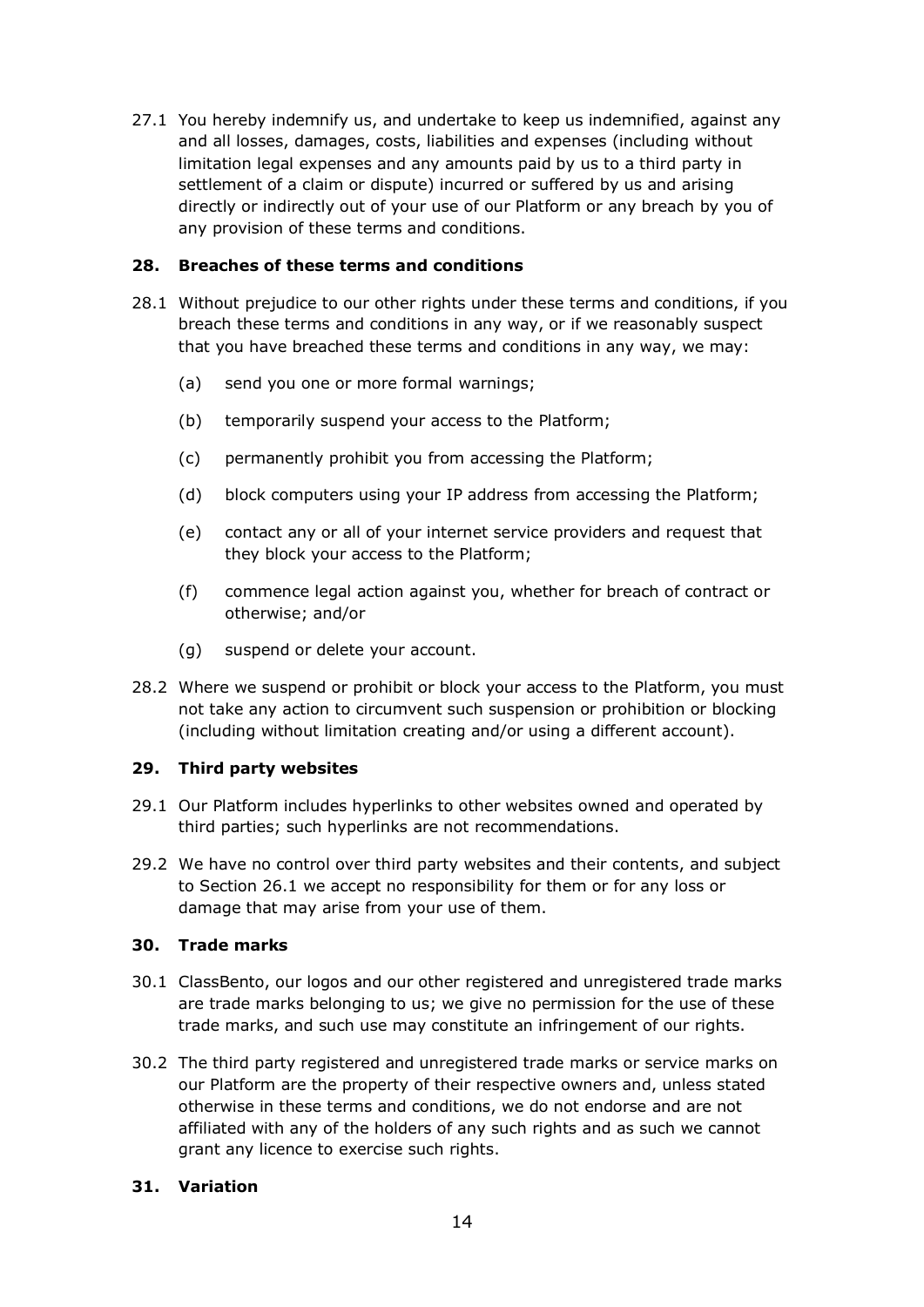27.1 You hereby indemnify us, and undertake to keep us indemnified, against any and all losses, damages, costs, liabilities and expenses (including without limitation legal expenses and any amounts paid by us to a third party in settlement of a claim or dispute) incurred or suffered by us and arising directly or indirectly out of your use of our Platform or any breach by you of any provision of these terms and conditions.

## 28. Breaches of these terms and conditions

28.1 Without prejudice to our other rights under these terms and conditions, if you breach these terms and conditions in any way, or if we reasonably suspect that you have breached these terms and conditions in any way, we may:

(a) send you one or more formal warnings;

(b) temporarily suspend your access to the Platform;

(c) permanently prohibit you from accessing the Platform;

(d) block computers using your IP address from accessing the Platform;

(e) contact any or all of your internet service providers and request that they block your access to the Platform;

(f) commence legal action against you, whether for breach of contract or otherwise; and/or

(g) suspend or delete your account.

28.2 Where we suspend or prohibit or block your access to the Platform, you must not take any action to circumvent such suspension or prohibition or blocking (including without limitation creating and/or using a different account).

## 29. Third party websites

29.1 Our Platform includes hyperlinks to other websites owned and operated by third parties; such hyperlinks are not recommendations.

29.2 We have no control over third party websites and their contents, and subject to Section 26.1 we accept no responsibility for them or for any loss or damage that may arise from your use of them.

## 30. Trade marks

30.1 ClassBento, our logos and our other registered and unregistered trade marks are trade marks belonging to us; we give no permission for the use of these trade marks, and such use may constitute an infringement of our rights.

30.2 The third party registered and unregistered trade marks or service marks on our Platform are the property of their respective owners and, unless stated otherwise in these terms and conditions, we do not endorse and are not affiliated with any of the holders of any such rights and as such we cannot grant any licence to exercise such rights.

## 31. Variation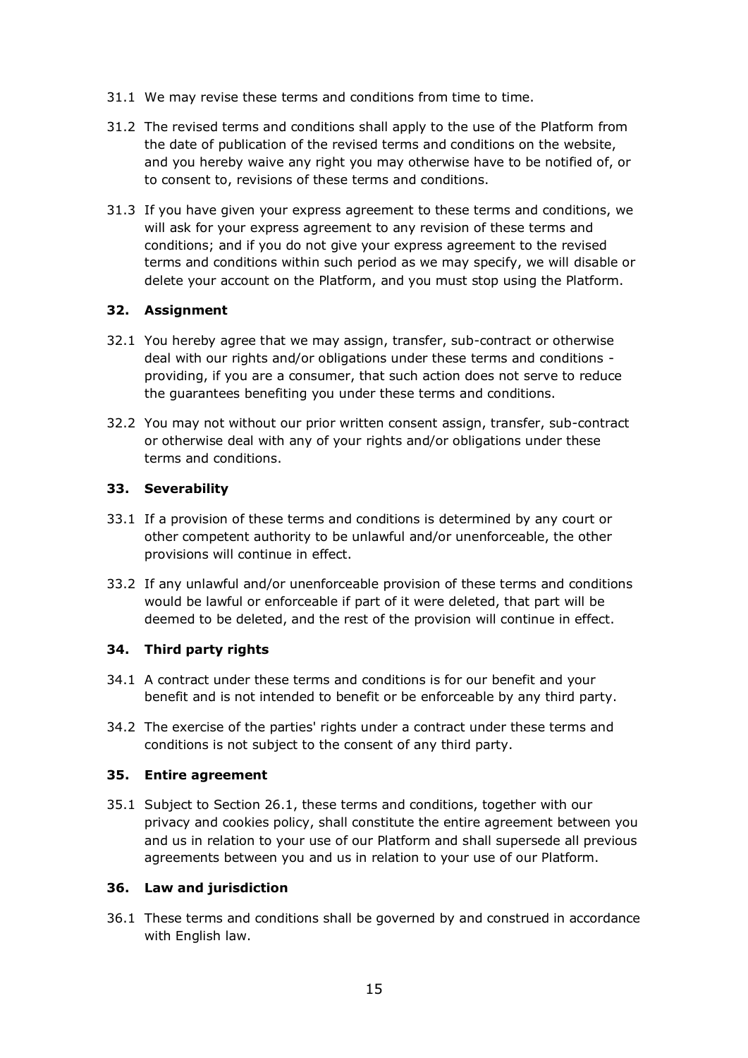31.1 We may revise these terms and conditions from time to time.

31.2 The revised terms and conditions shall apply to the use of the Platform from the date of publication of the revised terms and conditions on the website, and you hereby waive any right you may otherwise have to be notified of, or to consent to, revisions of these terms and conditions.

31.3 If you have given your express agreement to these terms and conditions, we will ask for your express agreement to any revision of these terms and conditions; and if you do not give your express agreement to the revised terms and conditions within such period as we may specify, we will disable or delete your account on the Platform, and you must stop using the Platform.

## 32. Assignment

32.1 You hereby agree that we may assign, transfer, sub-contract or otherwise deal with our rights and/or obligations under these terms and conditions - providing, if you are a consumer, that such action does not serve to reduce the guarantees benefiting you under these terms and conditions.

32.2 You may not without our prior written consent assign, transfer, sub-contract or otherwise deal with any of your rights and/or obligations under these terms and conditions.

## 33. Severability

33.1 If a provision of these terms and conditions is determined by any court or other competent authority to be unlawful and/or unenforceable, the other provisions will continue in effect.

33.2 If any unlawful and/or unenforceable provision of these terms and conditions would be lawful or enforceable if part of it were deleted, that part will be deemed to be deleted, and the rest of the provision will continue in effect.

## 34. Third party rights

34.1 A contract under these terms and conditions is for our benefit and your benefit and is not intended to benefit or be enforceable by any third party.

34.2 The exercise of the parties' rights under a contract under these terms and conditions is not subject to the consent of any third party.

## 35. Entire agreement

35.1 Subject to Section 26.1, these terms and conditions, together with our privacy and cookies policy, shall constitute the entire agreement between you and us in relation to your use of our Platform and shall supersede all previous agreements between you and us in relation to your use of our Platform.

## 36. Law and jurisdiction

36.1 These terms and conditions shall be governed by and construed in accordance with English law.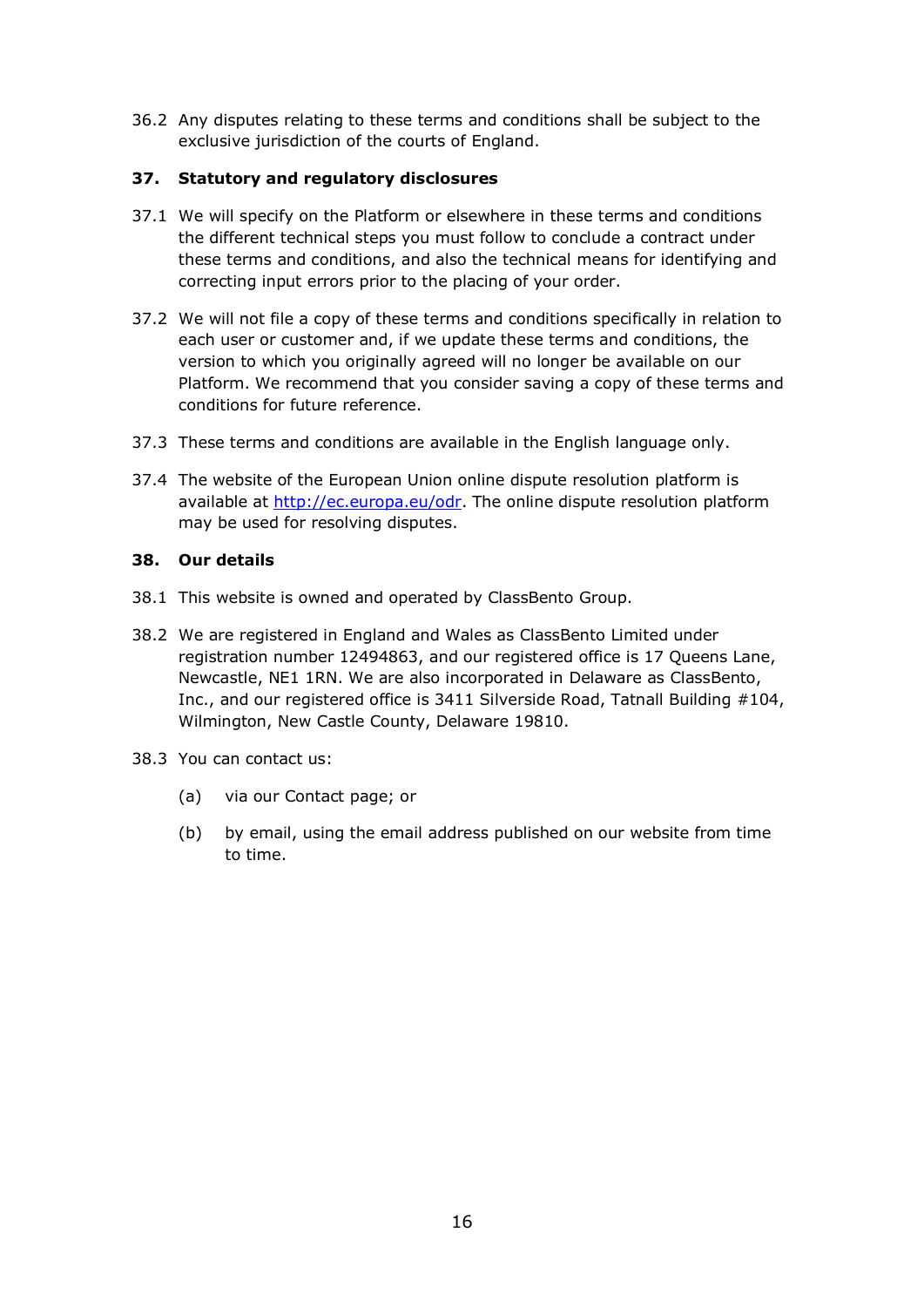36.2 Any disputes relating to these terms and conditions shall be subject to the exclusive jurisdiction of the courts of England.

## 37. Statutory and regulatory disclosures

37.1 We will specify on the Platform or elsewhere in these terms and conditions the different technical steps you must follow to conclude a contract under these terms and conditions, and also the technical means for identifying and correcting input errors prior to the placing of your order.

37.2 We will not file a copy of these terms and conditions specifically in relation to each user or customer and, if we update these terms and conditions, the version to which you originally agreed will no longer be available on our Platform. We recommend that you consider saving a copy of these terms and conditions for future reference.

37.3 These terms and conditions are available in the English language only.

37.4 The website of the European Union online dispute resolution platform is available at [http://ec.europa.eu/odr](http://ec.europa.eu/odr). The online dispute resolution platform may be used for resolving disputes.

## 38. Our details

38.1 This website is owned and operated by ClassBento Group.

38.2 We are registered in England and Wales as ClassBento Limited under registration number 12494863, and our registered office is 17 Queens Lane, Newcastle, NE1 1RN. We are also incorporated in Delaware as ClassBento, Inc., and our registered office is 3411 Silverside Road, Tatnall Building #104, Wilmington, New Castle County, Delaware 19810.

38.3 You can contact us:

(a) via our Contact page; or

(b) by email, using the email address published on our website from time to time.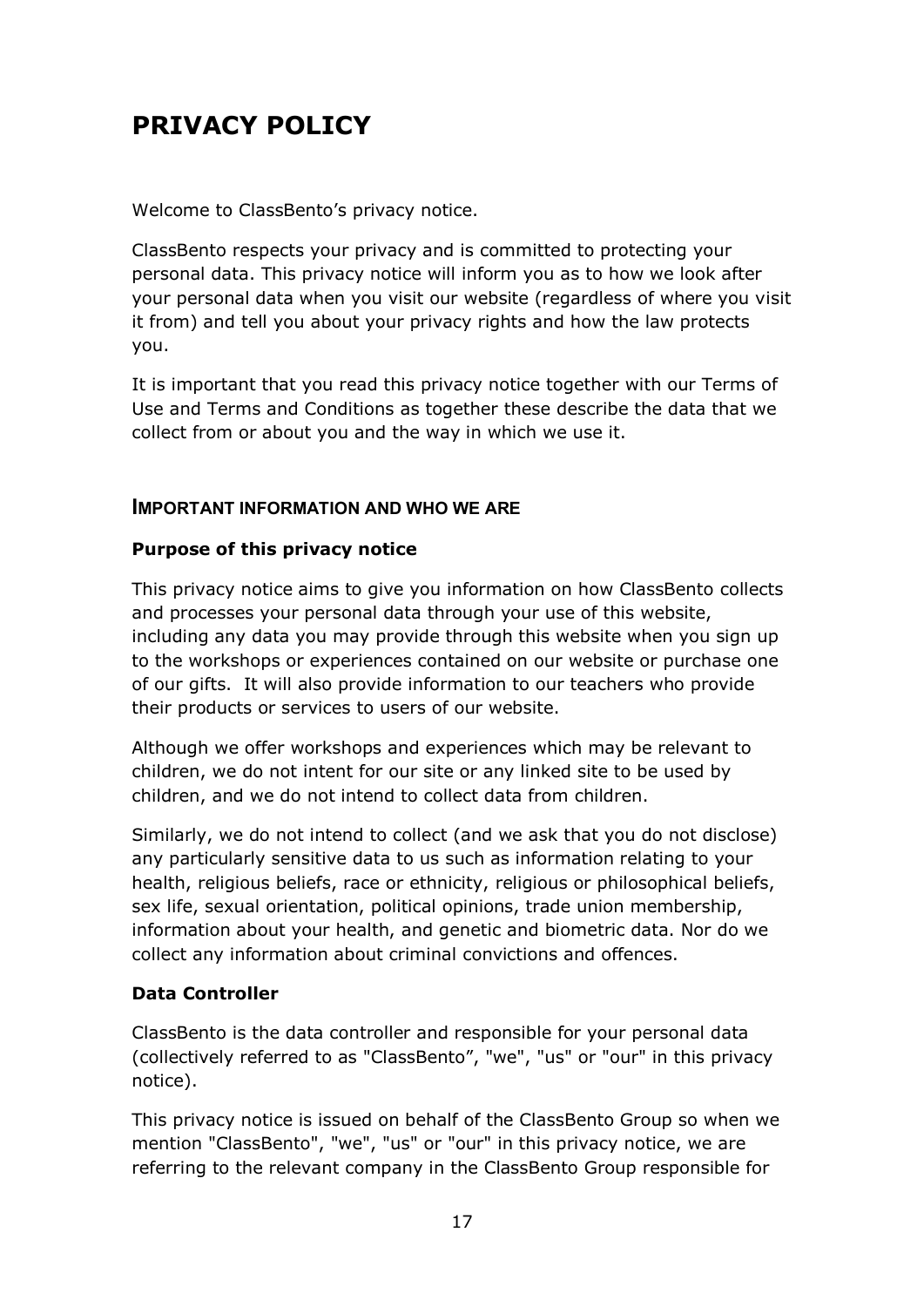# PRIVACY POLICY

Welcome to ClassBento's privacy notice.

ClassBento respects your privacy and is committed to protecting your personal data. This privacy notice will inform you as to how we look after your personal data when you visit our website (regardless of where you visit it from) and tell you about your privacy rights and how the law protects you.

It is important that you read this privacy notice together with our Terms of Use and Terms and Conditions as together these describe the data that we collect from or about you and the way in which we use it.

## IMPORTANT INFORMATION AND WHO WE ARE

### Purpose of this privacy notice

This privacy notice aims to give you information on how ClassBento collects and processes your personal data through your use of this website, including any data you may provide through this website when you sign up to the workshops or experiences contained on our website or purchase one of our gifts. It will also provide information to our teachers who provide their products or services to users of our website.

Although we offer workshops and experiences which may be relevant to children, we do not intent for our site or any linked site to be used by children, and we do not intend to collect data from children.

Similarly, we do not intend to collect (and we ask that you do not disclose) any particularly sensitive data to us such as information relating to your health, religious beliefs, race or ethnicity, religious or philosophical beliefs, sex life, sexual orientation, political opinions, trade union membership, information about your health, and genetic and biometric data. Nor do we collect any information about criminal convictions and offences.

### Data Controller

ClassBento is the data controller and responsible for your personal data (collectively referred to as "ClassBento", "we", "us" or "our" in this privacy notice).

This privacy notice is issued on behalf of the ClassBento Group so when we mention "ClassBento", "we", "us" or "our" in this privacy notice, we are referring to the relevant company in the ClassBento Group responsible for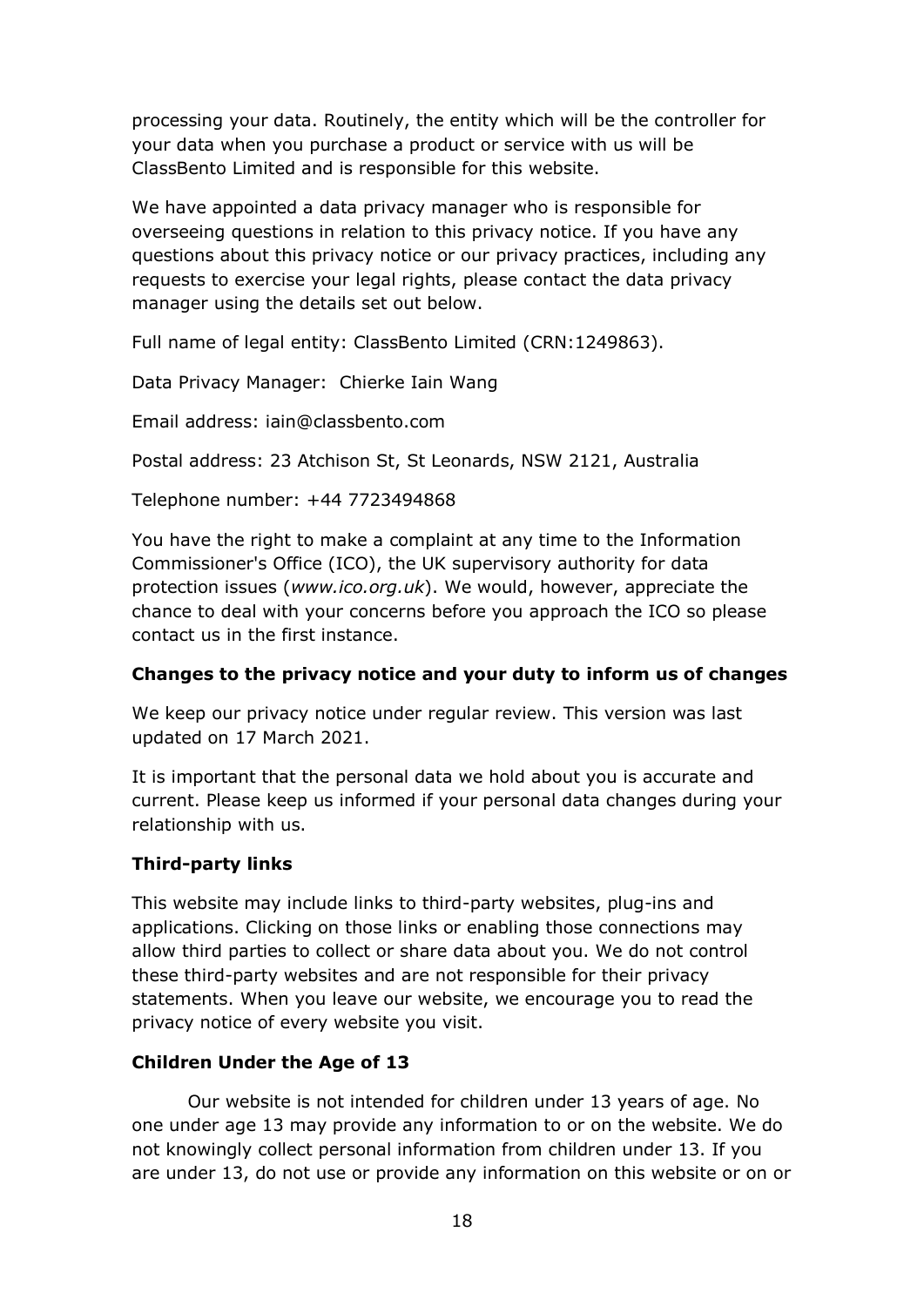processing your data. Routinely, the entity which will be the controller for your data when you purchase a product or service with us will be ClassBento Limited and is responsible for this website.

We have appointed a data privacy manager who is responsible for overseeing questions in relation to this privacy notice. If you have any questions about this privacy notice or our privacy practices, including any requests to exercise your legal rights, please contact the data privacy manager using the details set out below.

Full name of legal entity: ClassBento Limited (CRN:1249863).

Data Privacy Manager: Chierke Iain Wang

Email address: iain@classbento.com

Postal address: 23 Atchison St, St Leonards, NSW 2121, Australia

Telephone number: +44 7723494868

You have the right to make a complaint at any time to the Information Commissioner's Office (ICO), the UK supervisory authority for data protection issues (*www.ico.org.uk*). We would, however, appreciate the chance to deal with your concerns before you approach the ICO so please contact us in the first instance.

**Changes to the privacy notice and your duty to inform us of changes**

We keep our privacy notice under regular review. This version was last updated on 17 March 2021.

It is important that the personal data we hold about you is accurate and current. Please keep us informed if your personal data changes during your relationship with us.

**Third-party links**

This website may include links to third-party websites, plug-ins and applications. Clicking on those links or enabling those connections may allow third parties to collect or share data about you. We do not control these third-party websites and are not responsible for their privacy statements. When you leave our website, we encourage you to read the privacy notice of every website you visit.

**Children Under the Age of 13**

Our website is not intended for children under 13 years of age. No one under age 13 may provide any information to or on the website. We do not knowingly collect personal information from children under 13. If you are under 13, do not use or provide any information on this website or on or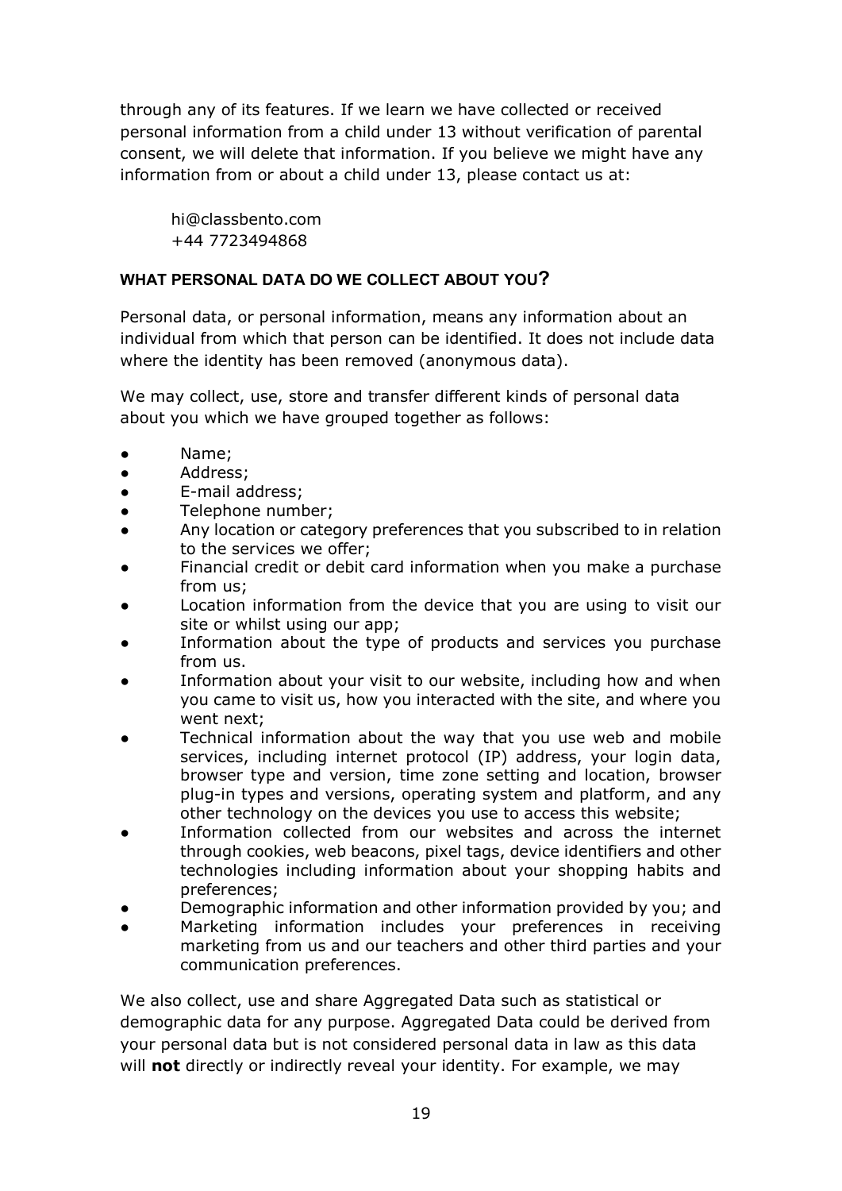through any of its features. If we learn we have collected or received personal information from a child under 13 without verification of parental consent, we will delete that information. If you believe we might have any information from or about a child under 13, please contact us at:

hi@classbento.com
+44 7723494868

### WHAT PERSONAL DATA DO WE COLLECT ABOUT YOU?

Personal data, or personal information, means any information about an individual from which that person can be identified. It does not include data where the identity has been removed (anonymous data).

We may collect, use, store and transfer different kinds of personal data about you which we have grouped together as follows:

- Name;
- Address;
- E-mail address;
- Telephone number;
- Any location or category preferences that you subscribed to in relation to the services we offer;
- Financial credit or debit card information when you make a purchase from us;
- Location information from the device that you are using to visit our site or whilst using our app;
- Information about the type of products and services you purchase from us.
- Information about your visit to our website, including how and when you came to visit us, how you interacted with the site, and where you went next;
- Technical information about the way that you use web and mobile services, including internet protocol (IP) address, your login data, browser type and version, time zone setting and location, browser plug-in types and versions, operating system and platform, and any other technology on the devices you use to access this website;
- Information collected from our websites and across the internet through cookies, web beacons, pixel tags, device identifiers and other technologies including information about your shopping habits and preferences;
- Demographic information and other information provided by you; and
- Marketing information includes your preferences in receiving marketing from us and our teachers and other third parties and your communication preferences.

We also collect, use and share Aggregated Data such as statistical or demographic data for any purpose. Aggregated Data could be derived from your personal data but is not considered personal data in law as this data will **not** directly or indirectly reveal your identity. For example, we may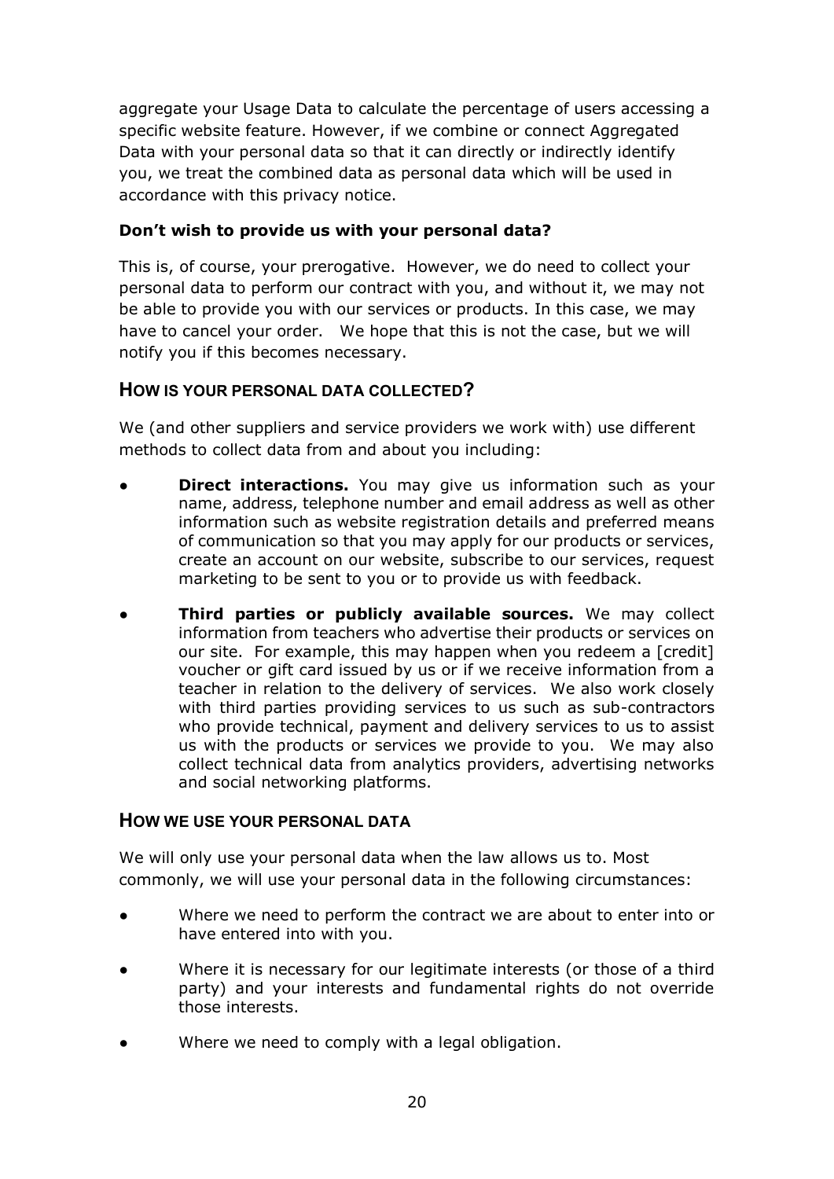aggregate your Usage Data to calculate the percentage of users accessing a specific website feature. However, if we combine or connect Aggregated Data with your personal data so that it can directly or indirectly identify you, we treat the combined data as personal data which will be used in accordance with this privacy notice.

**Don't wish to provide us with your personal data?**

This is, of course, your prerogative. However, we do need to collect your personal data to perform our contract with you, and without it, we may not be able to provide you with our services or products. In this case, we may have to cancel your order. We hope that this is not the case, but we will notify you if this becomes necessary.

## HOW IS YOUR PERSONAL DATA COLLECTED?

We (and other suppliers and service providers we work with) use different methods to collect data from and about you including:

- **Direct interactions.** You may give us information such as your name, address, telephone number and email address as well as other information such as website registration details and preferred means of communication so that you may apply for our products or services, create an account on our website, subscribe to our services, request marketing to be sent to you or to provide us with feedback.
- **Third parties or publicly available sources.** We may collect information from teachers who advertise their products or services on our site. For example, this may happen when you redeem a [credit] voucher or gift card issued by us or if we receive information from a teacher in relation to the delivery of services. We also work closely with third parties providing services to us such as sub-contractors who provide technical, payment and delivery services to us to assist us with the products or services we provide to you. We may also collect technical data from analytics providers, advertising networks and social networking platforms.

## HOW WE USE YOUR PERSONAL DATA

We will only use your personal data when the law allows us to. Most commonly, we will use your personal data in the following circumstances:

- Where we need to perform the contract we are about to enter into or have entered into with you.
- Where it is necessary for our legitimate interests (or those of a third party) and your interests and fundamental rights do not override those interests.
- Where we need to comply with a legal obligation.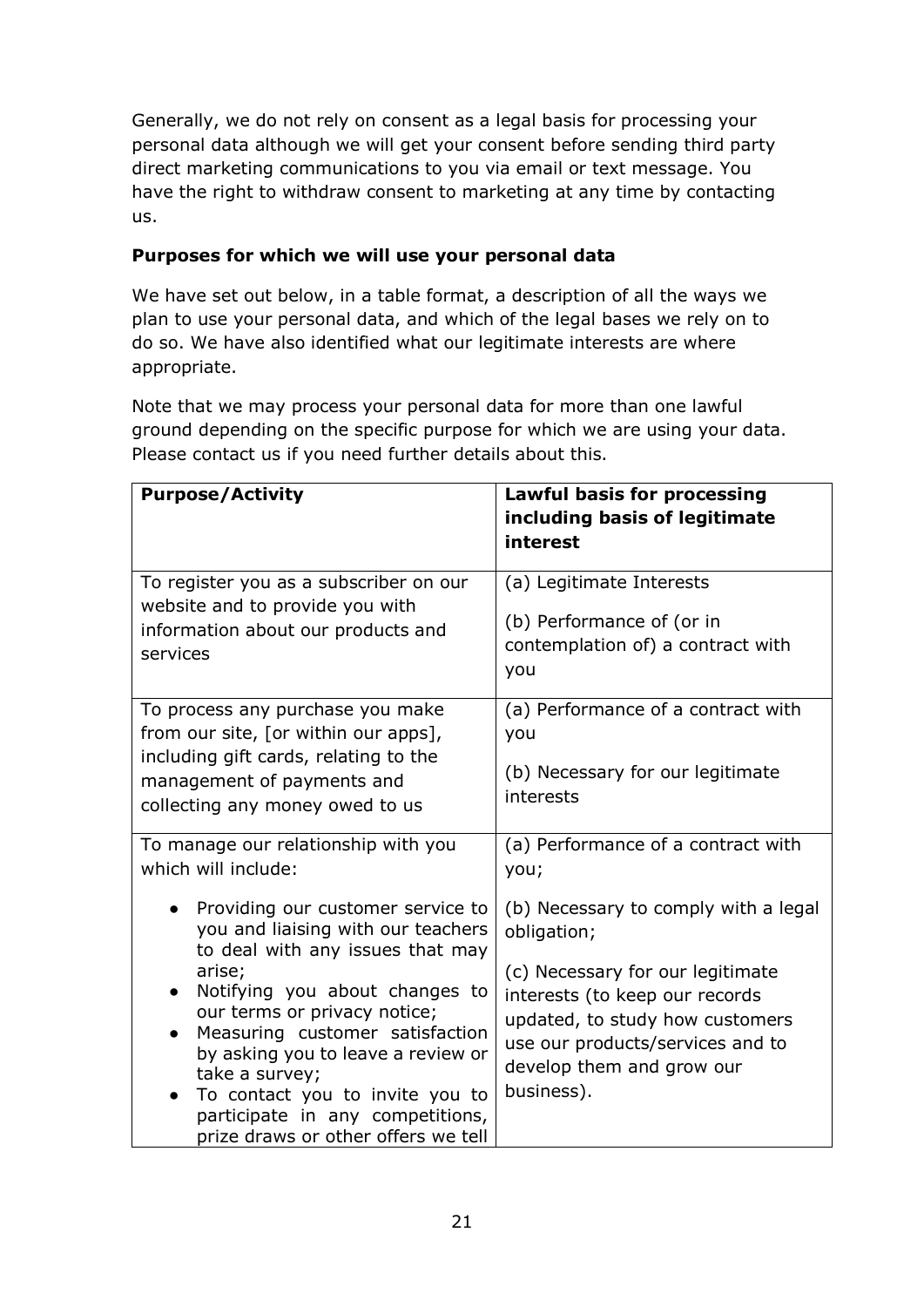Generally, we do not rely on consent as a legal basis for processing your personal data although we will get your consent before sending third party direct marketing communications to you via email or text message. You have the right to withdraw consent to marketing at any time by contacting us.

**Purposes for which we will use your personal data**

We have set out below, in a table format, a description of all the ways we plan to use your personal data, and which of the legal bases we rely on to do so. We have also identified what our legitimate interests are where appropriate.

Note that we may process your personal data for more than one lawful ground depending on the specific purpose for which we are using your data. Please contact us if you need further details about this.

| **Purpose/Activity** | **Lawful basis for processing including basis of legitimate interest** |
| --- | --- |
| To register you as a subscriber on our website and to provide you with information about our products and services | (a) Legitimate Interests<br><br>(b) Performance of (or in contemplation of) a contract with you |
| To process any purchase you make from our site, [or within our apps], including gift cards, relating to the management of payments and collecting any money owed to us | (a) Performance of a contract with you<br><br>(b) Necessary for our legitimate interests |
| To manage our relationship with you which will include:<br><br>• Providing our customer service to you and liaising with our teachers to deal with any issues that may arise;<br>• Notifying you about changes to our terms or privacy notice;<br>• Measuring customer satisfaction by asking you to leave a review or take a survey;<br>• To contact you to invite you to participate in any competitions, prize draws or other offers we tell | (a) Performance of a contract with you;<br><br>(b) Necessary to comply with a legal obligation;<br><br>(c) Necessary for our legitimate interests (to keep our records updated, to study how customers use our products/services and to develop them and grow our business). |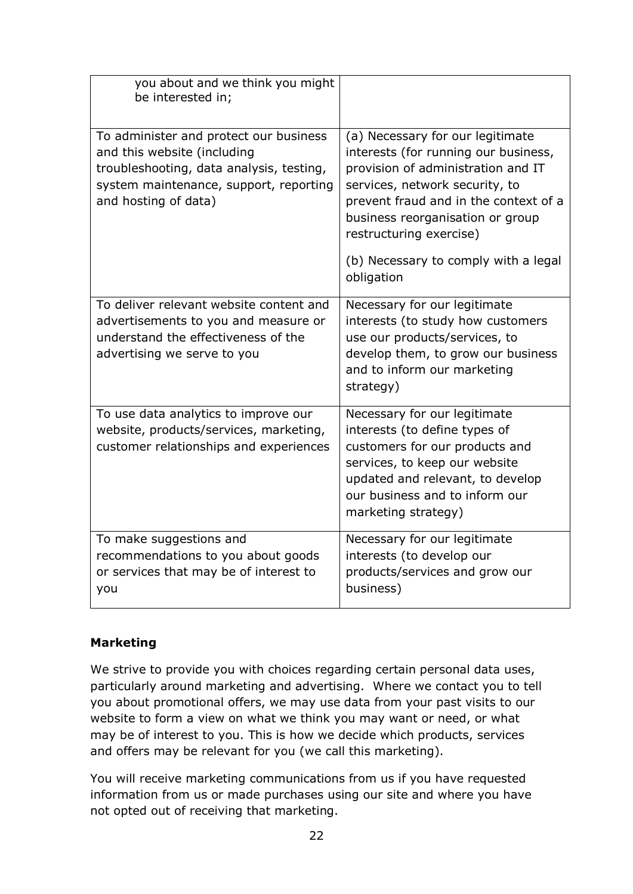| | |
|---|---|
| you about and we think you might be interested in; | |
| To administer and protect our business and this website (including troubleshooting, data analysis, testing, system maintenance, support, reporting and hosting of data) | (a) Necessary for our legitimate interests (for running our business, provision of administration and IT services, network security, to prevent fraud and in the context of a business reorganisation or group restructuring exercise)<br><br>(b) Necessary to comply with a legal obligation |
| To deliver relevant website content and advertisements to you and measure or understand the effectiveness of the advertising we serve to you | Necessary for our legitimate interests (to study how customers use our products/services, to develop them, to grow our business and to inform our marketing strategy) |
| To use data analytics to improve our website, products/services, marketing, customer relationships and experiences | Necessary for our legitimate interests (to define types of customers for our products and services, to keep our website updated and relevant, to develop our business and to inform our marketing strategy) |
| To make suggestions and recommendations to you about goods or services that may be of interest to you | Necessary for our legitimate interests (to develop our products/services and grow our business) |

**Marketing**

We strive to provide you with choices regarding certain personal data uses, particularly around marketing and advertising. Where we contact you to tell you about promotional offers, we may use data from your past visits to our website to form a view on what we think you may want or need, or what may be of interest to you. This is how we decide which products, services and offers may be relevant for you (we call this marketing).

You will receive marketing communications from us if you have requested information from us or made purchases using our site and where you have not opted out of receiving that marketing.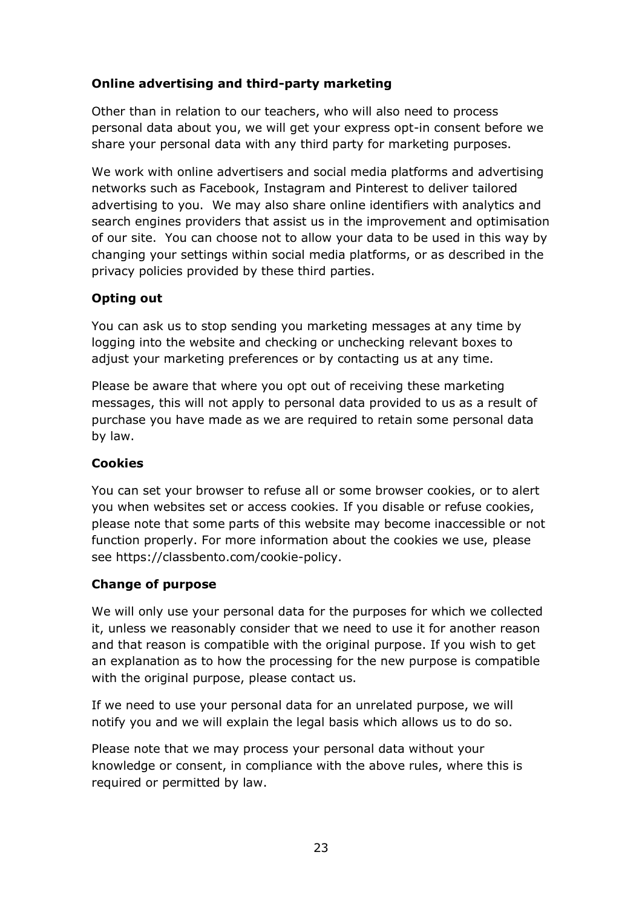**Online advertising and third-party marketing**

Other than in relation to our teachers, who will also need to process personal data about you, we will get your express opt-in consent before we share your personal data with any third party for marketing purposes.

We work with online advertisers and social media platforms and advertising networks such as Facebook, Instagram and Pinterest to deliver tailored advertising to you. We may also share online identifiers with analytics and search engines providers that assist us in the improvement and optimisation of our site. You can choose not to allow your data to be used in this way by changing your settings within social media platforms, or as described in the privacy policies provided by these third parties.

**Opting out**

You can ask us to stop sending you marketing messages at any time by logging into the website and checking or unchecking relevant boxes to adjust your marketing preferences or by contacting us at any time.

Please be aware that where you opt out of receiving these marketing messages, this will not apply to personal data provided to us as a result of purchase you have made as we are required to retain some personal data by law.

**Cookies**

You can set your browser to refuse all or some browser cookies, or to alert you when websites set or access cookies. If you disable or refuse cookies, please note that some parts of this website may become inaccessible or not function properly. For more information about the cookies we use, please see https://classbento.com/cookie-policy.

**Change of purpose**

We will only use your personal data for the purposes for which we collected it, unless we reasonably consider that we need to use it for another reason and that reason is compatible with the original purpose. If you wish to get an explanation as to how the processing for the new purpose is compatible with the original purpose, please contact us.

If we need to use your personal data for an unrelated purpose, we will notify you and we will explain the legal basis which allows us to do so.

Please note that we may process your personal data without your knowledge or consent, in compliance with the above rules, where this is required or permitted by law.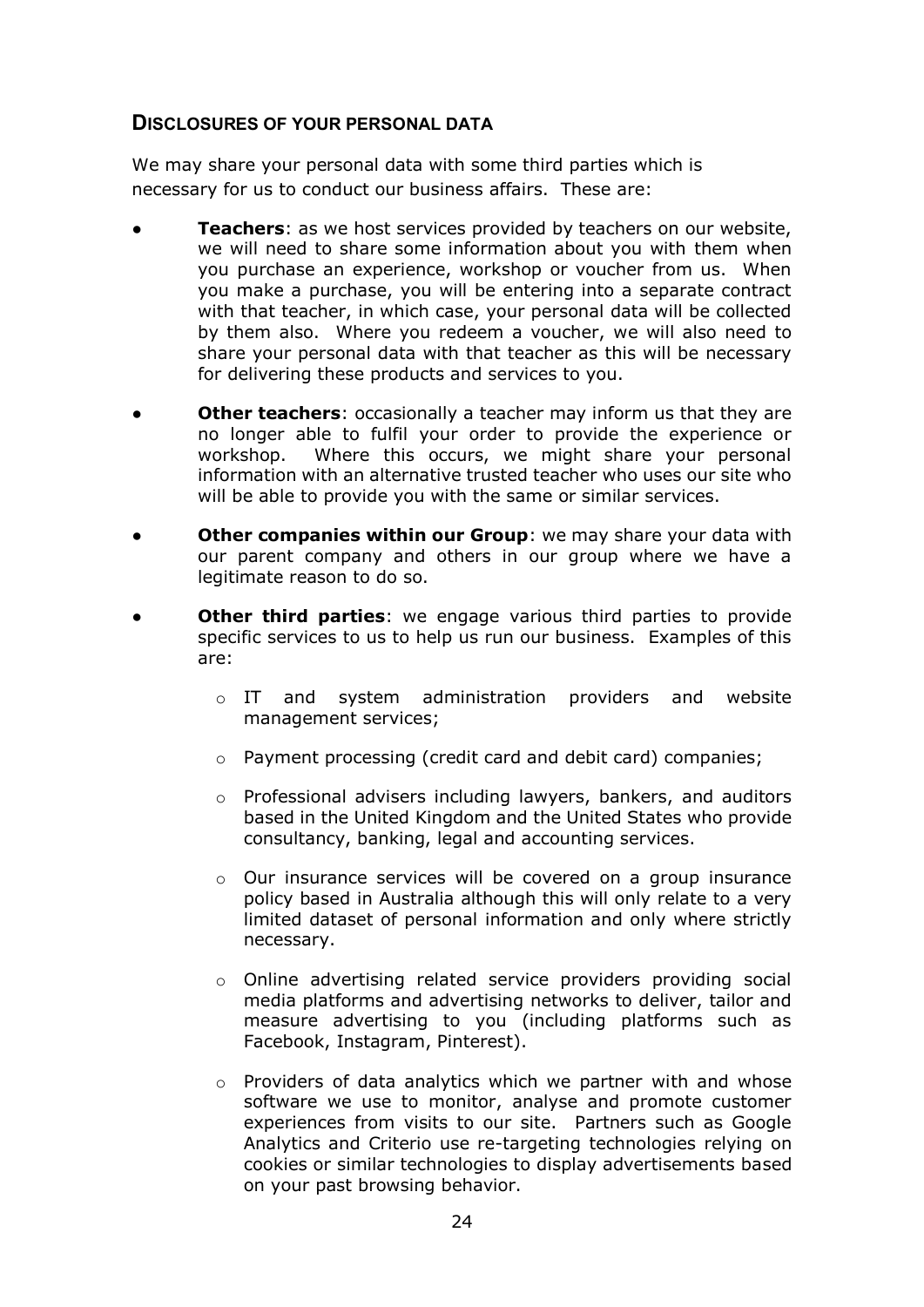## DISCLOSURES OF YOUR PERSONAL DATA

We may share your personal data with some third parties which is necessary for us to conduct our business affairs. These are:

- **Teachers**: as we host services provided by teachers on our website, we will need to share some information about you with them when you purchase an experience, workshop or voucher from us. When you make a purchase, you will be entering into a separate contract with that teacher, in which case, your personal data will be collected by them also. Where you redeem a voucher, we will also need to share your personal data with that teacher as this will be necessary for delivering these products and services to you.

- **Other teachers**: occasionally a teacher may inform us that they are no longer able to fulfil your order to provide the experience or workshop. Where this occurs, we might share your personal information with an alternative trusted teacher who uses our site who will be able to provide you with the same or similar services.

- **Other companies within our Group**: we may share your data with our parent company and others in our group where we have a legitimate reason to do so.

- **Other third parties**: we engage various third parties to provide specific services to us to help us run our business. Examples of this are:

  - IT and system administration providers and website management services;

  - Payment processing (credit card and debit card) companies;

  - Professional advisers including lawyers, bankers, and auditors based in the United Kingdom and the United States who provide consultancy, banking, legal and accounting services.

  - Our insurance services will be covered on a group insurance policy based in Australia although this will only relate to a very limited dataset of personal information and only where strictly necessary.

  - Online advertising related service providers providing social media platforms and advertising networks to deliver, tailor and measure advertising to you (including platforms such as Facebook, Instagram, Pinterest).

  - Providers of data analytics which we partner with and whose software we use to monitor, analyse and promote customer experiences from visits to our site. Partners such as Google Analytics and Criterio use re-targeting technologies relying on cookies or similar technologies to display advertisements based on your past browsing behavior.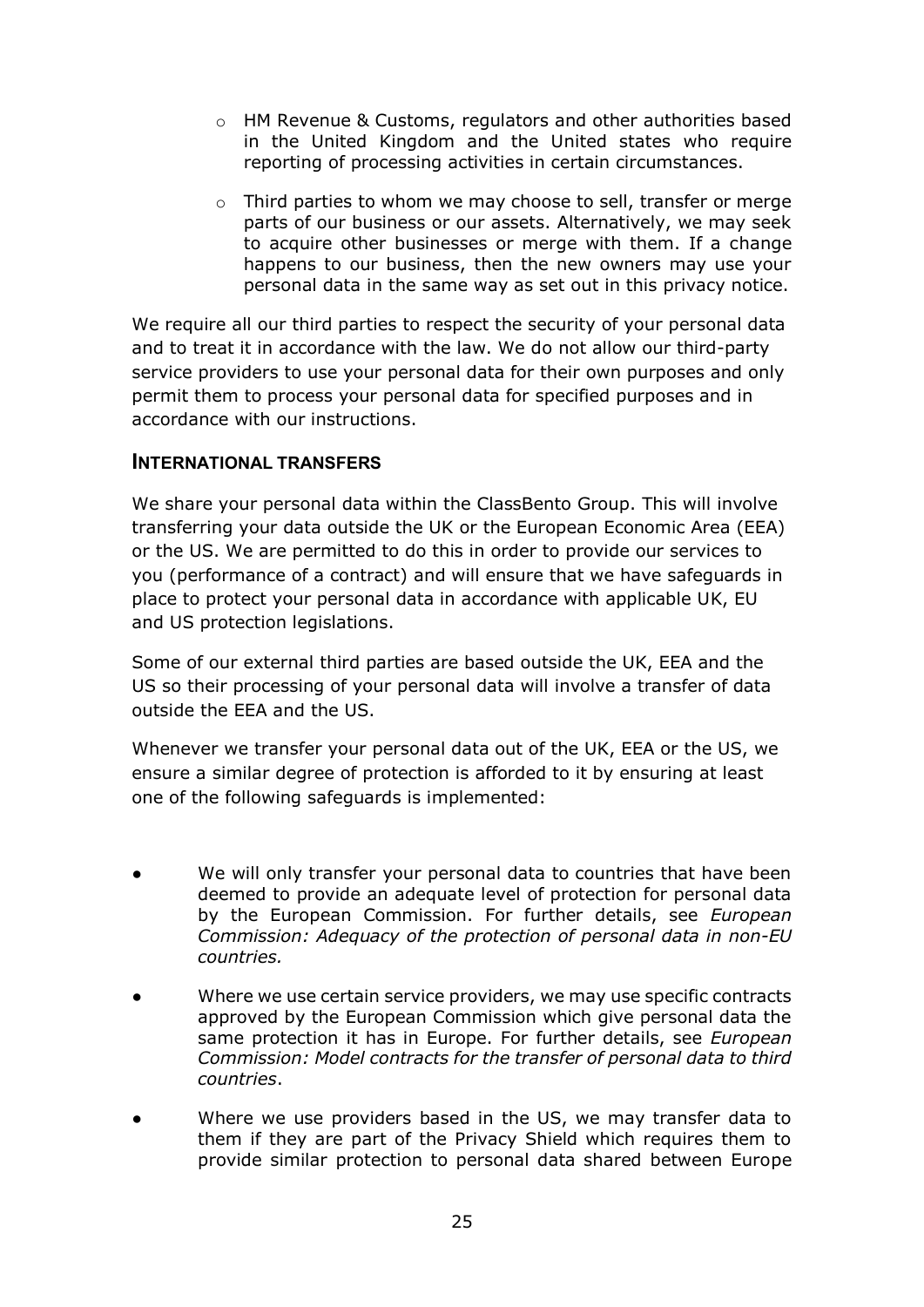- HM Revenue & Customs, regulators and other authorities based in the United Kingdom and the United states who require reporting of processing activities in certain circumstances.
- Third parties to whom we may choose to sell, transfer or merge parts of our business or our assets. Alternatively, we may seek to acquire other businesses or merge with them. If a change happens to our business, then the new owners may use your personal data in the same way as set out in this privacy notice.

We require all our third parties to respect the security of your personal data and to treat it in accordance with the law. We do not allow our third-party service providers to use your personal data for their own purposes and only permit them to process your personal data for specified purposes and in accordance with our instructions.

### INTERNATIONAL TRANSFERS

We share your personal data within the ClassBento Group. This will involve transferring your data outside the UK or the European Economic Area (EEA) or the US. We are permitted to do this in order to provide our services to you (performance of a contract) and will ensure that we have safeguards in place to protect your personal data in accordance with applicable UK, EU and US protection legislations.

Some of our external third parties are based outside the UK, EEA and the US so their processing of your personal data will involve a transfer of data outside the EEA and the US.

Whenever we transfer your personal data out of the UK, EEA or the US, we ensure a similar degree of protection is afforded to it by ensuring at least one of the following safeguards is implemented:

- We will only transfer your personal data to countries that have been deemed to provide an adequate level of protection for personal data by the European Commission. For further details, see *European Commission: Adequacy of the protection of personal data in non-EU countries.*
- Where we use certain service providers, we may use specific contracts approved by the European Commission which give personal data the same protection it has in Europe. For further details, see *European Commission: Model contracts for the transfer of personal data to third countries*.
- Where we use providers based in the US, we may transfer data to them if they are part of the Privacy Shield which requires them to provide similar protection to personal data shared between Europe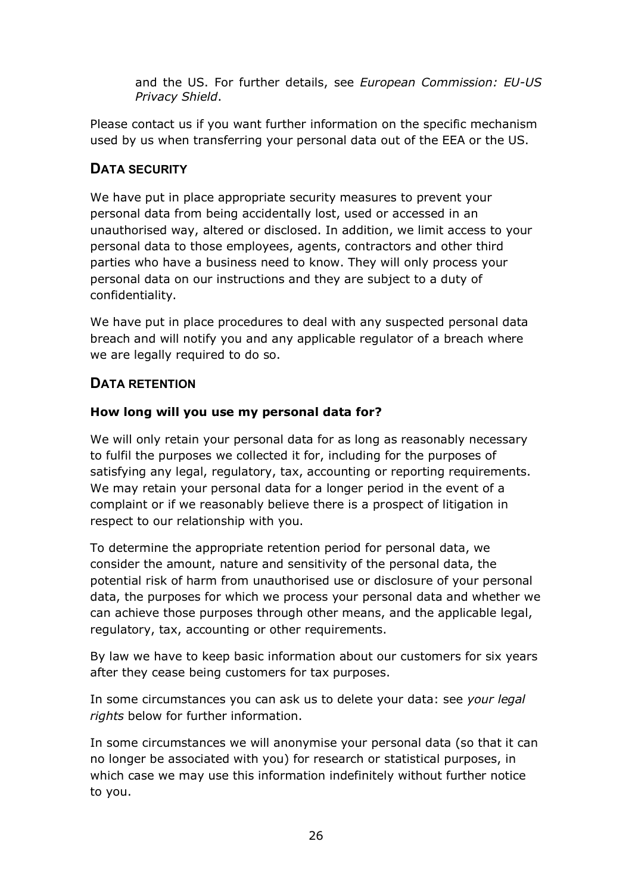and the US. For further details, see *European Commission: EU-US Privacy Shield*.

Please contact us if you want further information on the specific mechanism used by us when transferring your personal data out of the EEA or the US.

## DATA SECURITY

We have put in place appropriate security measures to prevent your personal data from being accidentally lost, used or accessed in an unauthorised way, altered or disclosed. In addition, we limit access to your personal data to those employees, agents, contractors and other third parties who have a business need to know. They will only process your personal data on our instructions and they are subject to a duty of confidentiality.

We have put in place procedures to deal with any suspected personal data breach and will notify you and any applicable regulator of a breach where we are legally required to do so.

## DATA RETENTION

**How long will you use my personal data for?**

We will only retain your personal data for as long as reasonably necessary to fulfil the purposes we collected it for, including for the purposes of satisfying any legal, regulatory, tax, accounting or reporting requirements. We may retain your personal data for a longer period in the event of a complaint or if we reasonably believe there is a prospect of litigation in respect to our relationship with you.

To determine the appropriate retention period for personal data, we consider the amount, nature and sensitivity of the personal data, the potential risk of harm from unauthorised use or disclosure of your personal data, the purposes for which we process your personal data and whether we can achieve those purposes through other means, and the applicable legal, regulatory, tax, accounting or other requirements.

By law we have to keep basic information about our customers for six years after they cease being customers for tax purposes.

In some circumstances you can ask us to delete your data: see *your legal rights* below for further information.

In some circumstances we will anonymise your personal data (so that it can no longer be associated with you) for research or statistical purposes, in which case we may use this information indefinitely without further notice to you.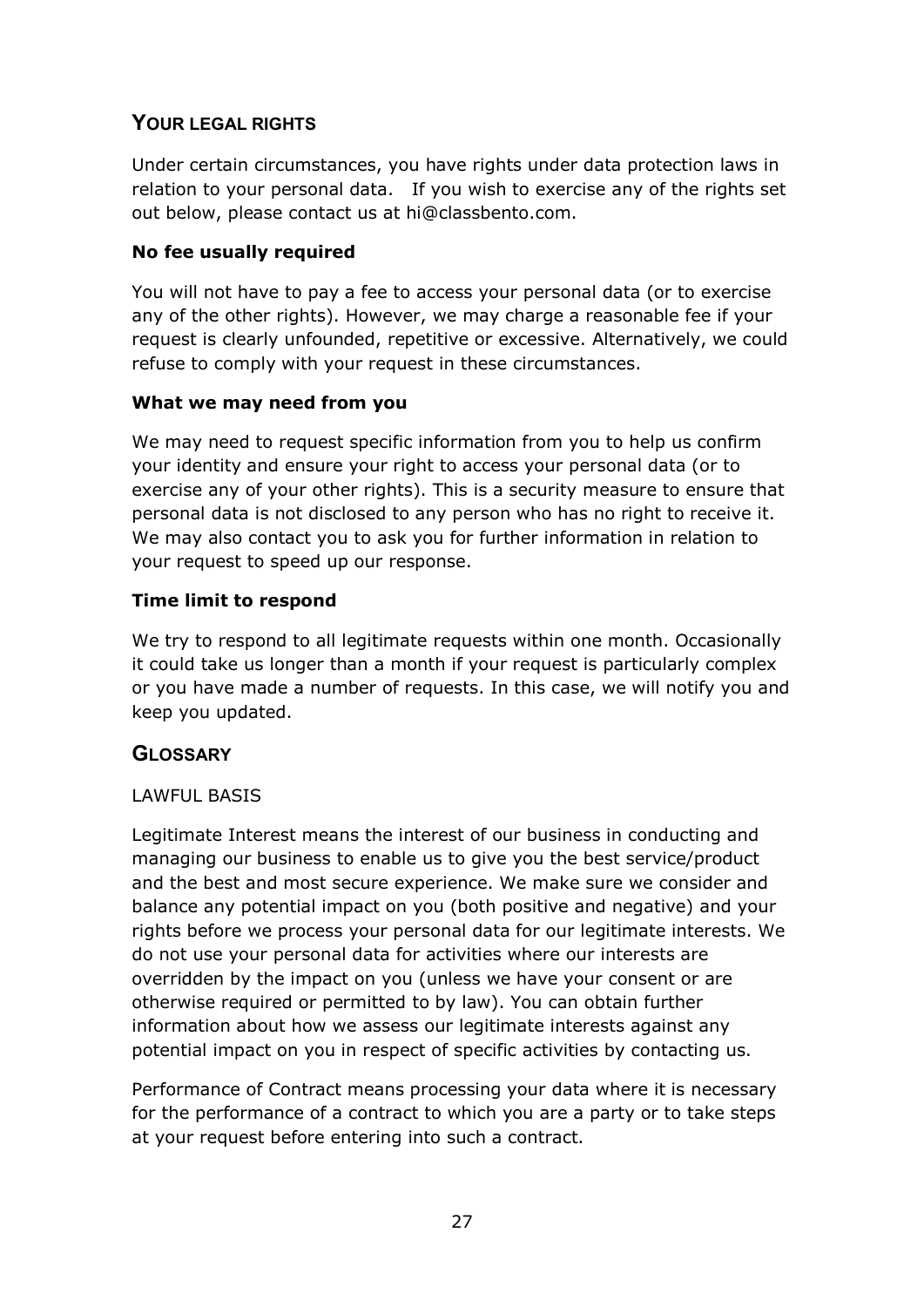## YOUR LEGAL RIGHTS

Under certain circumstances, you have rights under data protection laws in relation to your personal data. If you wish to exercise any of the rights set out below, please contact us at hi@classbento.com.

**No fee usually required**

You will not have to pay a fee to access your personal data (or to exercise any of the other rights). However, we may charge a reasonable fee if your request is clearly unfounded, repetitive or excessive. Alternatively, we could refuse to comply with your request in these circumstances.

**What we may need from you**

We may need to request specific information from you to help us confirm your identity and ensure your right to access your personal data (or to exercise any of your other rights). This is a security measure to ensure that personal data is not disclosed to any person who has no right to receive it. We may also contact you to ask you for further information in relation to your request to speed up our response.

**Time limit to respond**

We try to respond to all legitimate requests within one month. Occasionally it could take us longer than a month if your request is particularly complex or you have made a number of requests. In this case, we will notify you and keep you updated.

## GLOSSARY

LAWFUL BASIS

Legitimate Interest means the interest of our business in conducting and managing our business to enable us to give you the best service/product and the best and most secure experience. We make sure we consider and balance any potential impact on you (both positive and negative) and your rights before we process your personal data for our legitimate interests. We do not use your personal data for activities where our interests are overridden by the impact on you (unless we have your consent or are otherwise required or permitted to by law). You can obtain further information about how we assess our legitimate interests against any potential impact on you in respect of specific activities by contacting us.

Performance of Contract means processing your data where it is necessary for the performance of a contract to which you are a party or to take steps at your request before entering into such a contract.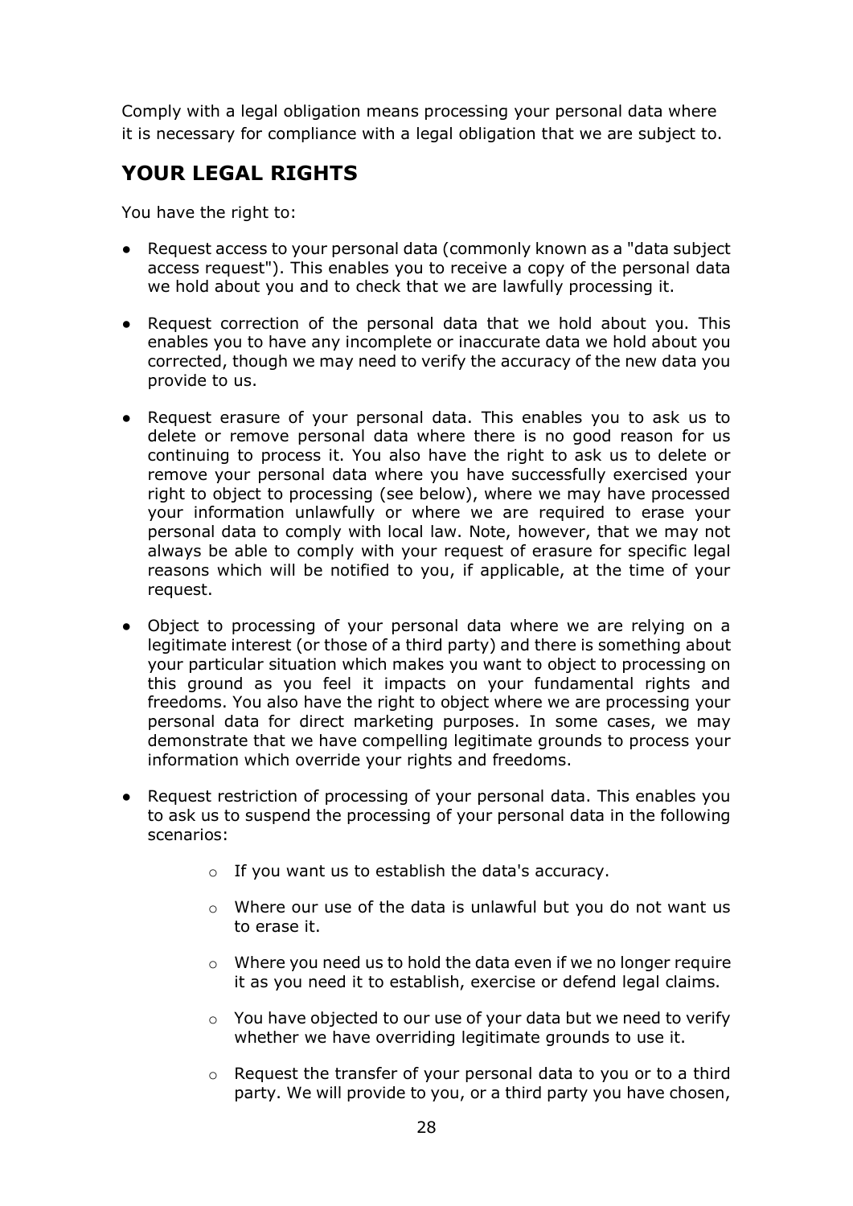Comply with a legal obligation means processing your personal data where it is necessary for compliance with a legal obligation that we are subject to.

## YOUR LEGAL RIGHTS

You have the right to:

- Request access to your personal data (commonly known as a "data subject access request"). This enables you to receive a copy of the personal data we hold about you and to check that we are lawfully processing it.
- Request correction of the personal data that we hold about you. This enables you to have any incomplete or inaccurate data we hold about you corrected, though we may need to verify the accuracy of the new data you provide to us.
- Request erasure of your personal data. This enables you to ask us to delete or remove personal data where there is no good reason for us continuing to process it. You also have the right to ask us to delete or remove your personal data where you have successfully exercised your right to object to processing (see below), where we may have processed your information unlawfully or where we are required to erase your personal data to comply with local law. Note, however, that we may not always be able to comply with your request of erasure for specific legal reasons which will be notified to you, if applicable, at the time of your request.
- Object to processing of your personal data where we are relying on a legitimate interest (or those of a third party) and there is something about your particular situation which makes you want to object to processing on this ground as you feel it impacts on your fundamental rights and freedoms. You also have the right to object where we are processing your personal data for direct marketing purposes. In some cases, we may demonstrate that we have compelling legitimate grounds to process your information which override your rights and freedoms.
- Request restriction of processing of your personal data. This enables you to ask us to suspend the processing of your personal data in the following scenarios:
    - If you want us to establish the data's accuracy.
    - Where our use of the data is unlawful but you do not want us to erase it.
    - Where you need us to hold the data even if we no longer require it as you need it to establish, exercise or defend legal claims.
    - You have objected to our use of your data but we need to verify whether we have overriding legitimate grounds to use it.
    - Request the transfer of your personal data to you or to a third party. We will provide to you, or a third party you have chosen,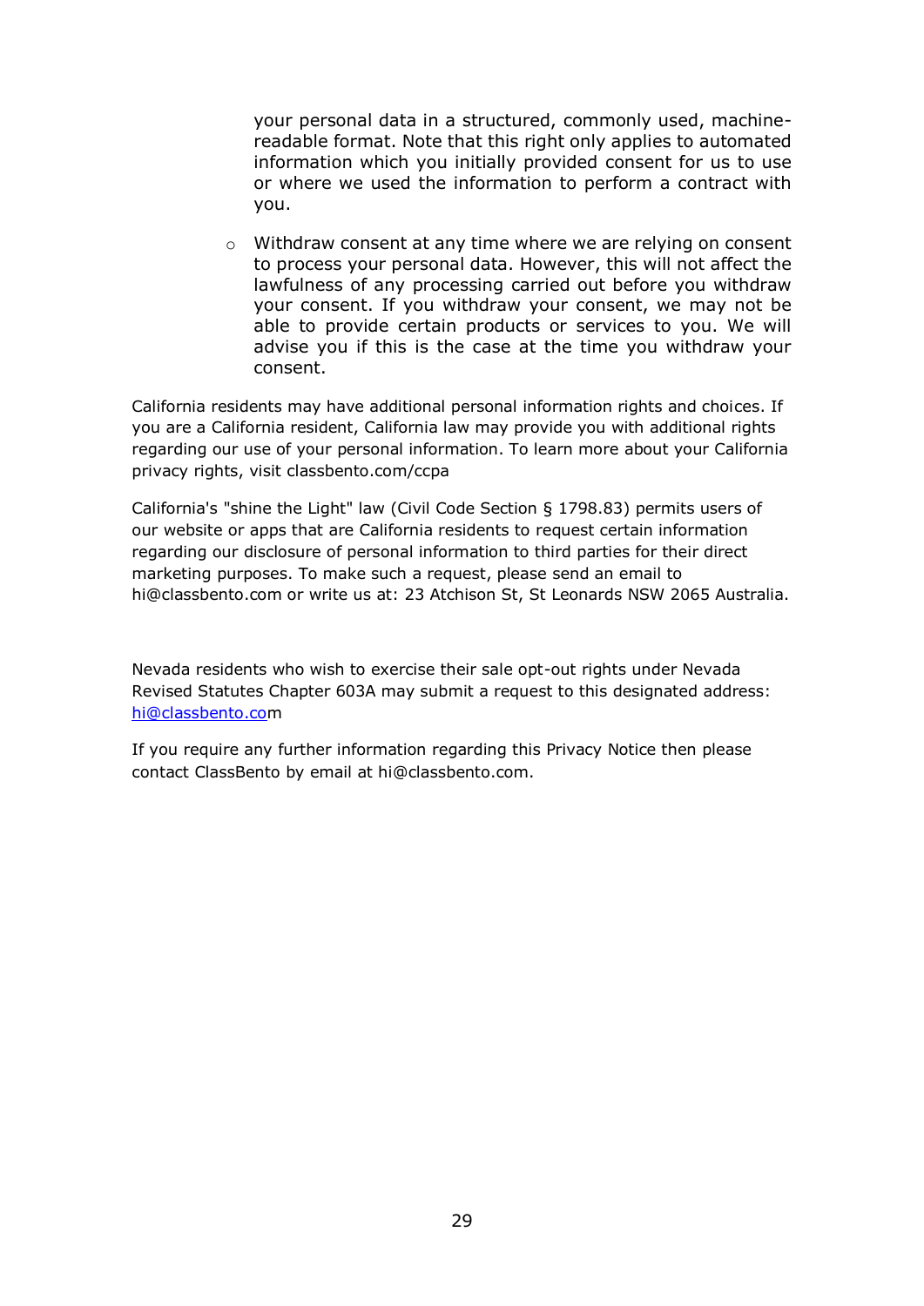your personal data in a structured, commonly used, machine-readable format. Note that this right only applies to automated information which you initially provided consent for us to use or where we used the information to perform a contract with you.

- Withdraw consent at any time where we are relying on consent to process your personal data. However, this will not affect the lawfulness of any processing carried out before you withdraw your consent. If you withdraw your consent, we may not be able to provide certain products or services to you. We will advise you if this is the case at the time you withdraw your consent.

California residents may have additional personal information rights and choices. If you are a California resident, California law may provide you with additional rights regarding our use of your personal information. To learn more about your California privacy rights, visit classbento.com/ccpa

California's "shine the Light" law (Civil Code Section § 1798.83) permits users of our website or apps that are California residents to request certain information regarding our disclosure of personal information to third parties for their direct marketing purposes. To make such a request, please send an email to hi@classbento.com or write us at: 23 Atchison St, St Leonards NSW 2065 Australia.

Nevada residents who wish to exercise their sale opt-out rights under Nevada Revised Statutes Chapter 603A may submit a request to this designated address: hi@classbento.com

If you require any further information regarding this Privacy Notice then please contact ClassBento by email at hi@classbento.com.